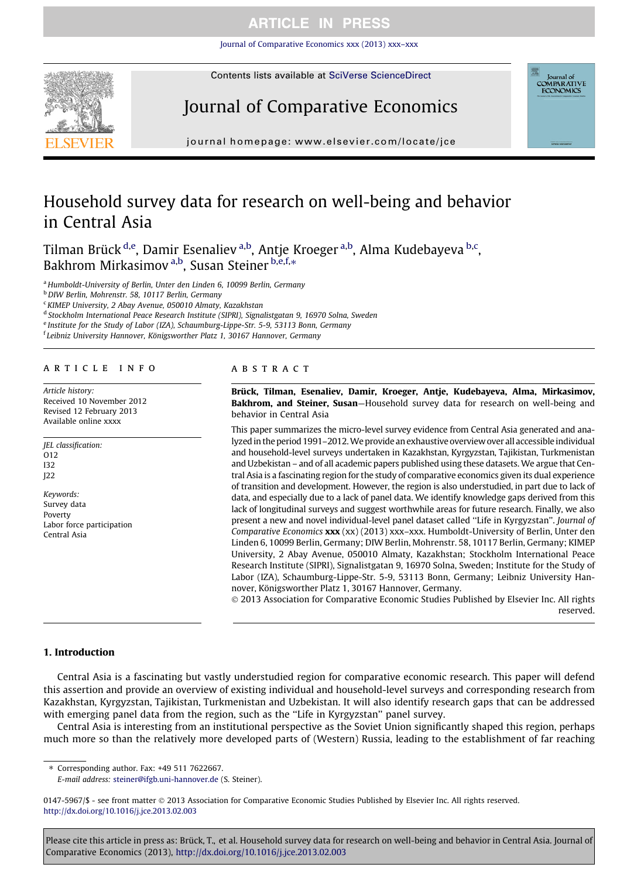# Household survey data for research on well-being and behavior in Central Asia

Tilman Brück [d,e], Damir Esenaliev [a,b], Antje Kroeger [a,b], Alma Kudebayeva [b,c], Bakhrom Mirkasimov [a,b], Susan Steiner [b,e,f,*]

[a] Humboldt-University of Berlin, Unter den Linden 6, 10099 Berlin, Germany
[b] DIW Berlin, Mohrenstr. 58, 10117 Berlin, Germany
[c] KIMEP University, 2 Abay Avenue, 050010 Almaty, Kazakhstan
[d] Stockholm International Peace Research Institute (SIPRI), Signalistgatan 9, 16970 Solna, Sweden
[e] Institute for the Study of Labor (IZA), Schaumburg-Lippe-Str. 5-9, 53113 Bonn, Germany
[f] Leibniz University Hannover, Königsworther Platz 1, 30167 Hannover, Germany

## ARTICLE INFO

*Article history:*
Received 10 November 2012
Revised 12 February 2013
Available online xxxx

*JEL classification:*
O12
I32
J22

*Keywords:*
Survey data
Poverty
Labor force participation
Central Asia

## ABSTRACT

**Brück, Tilman, Esenaliev, Damir, Kroeger, Antje, Kudebayeva, Alma, Mirkasimov, Bakhrom, and Steiner, Susan**—Household survey data for research on well-being and behavior in Central Asia

This paper summarizes the micro-level survey evidence from Central Asia generated and analyzed in the period 1991–2012. We provide an exhaustive overview over all accessible individual and household-level surveys undertaken in Kazakhstan, Kyrgyzstan, Tajikistan, Turkmenistan and Uzbekistan – and of all academic papers published using these datasets. We argue that Central Asia is a fascinating region for the study of comparative economics given its dual experience of transition and development. However, the region is also understudied, in part due to lack of data, and especially due to a lack of panel data. We identify knowledge gaps derived from this lack of longitudinal surveys and suggest worthwhile areas for future research. Finally, we also present a new and novel individual-level panel dataset called "Life in Kyrgyzstan". *Journal of Comparative Economics* **xxx** (xx) (2013) xxx–xxx. Humboldt-University of Berlin, Unter den Linden 6, 10099 Berlin, Germany; DIW Berlin, Mohrenstr. 58, 10117 Berlin, Germany; KIMEP University, 2 Abay Avenue, 050010 Almaty, Kazakhstan; Stockholm International Peace Research Institute (SIPRI), Signalistgatan 9, 16970 Solna, Sweden; Institute for the Study of Labor (IZA), Schaumburg-Lippe-Str. 5-9, 53113 Bonn, Germany; Leibniz University Hannover, Königsworther Platz 1, 30167 Hannover, Germany.

© 2013 Association for Comparative Economic Studies Published by Elsevier Inc. All rights reserved.

## 1. Introduction

Central Asia is a fascinating but vastly understudied region for comparative economic research. This paper will defend this assertion and provide an overview of existing individual and household-level surveys and corresponding research from Kazakhstan, Kyrgyzstan, Tajikistan, Turkmenistan and Uzbekistan. It will also identify research gaps that can be addressed with emerging panel data from the region, such as the "Life in Kyrgyzstan" panel survey.

Central Asia is interesting from an institutional perspective as the Soviet Union significantly shaped this region, perhaps much more so than the relatively more developed parts of (Western) Russia, leading to the establishment of far reaching

\* Corresponding author. Fax: +49 511 7622667.
*E-mail address:* steiner@ifgb.uni-hannover.de (S. Steiner).

0147-5967/$ - see front matter © 2013 Association for Comparative Economic Studies Published by Elsevier Inc. All rights reserved.
http://dx.doi.org/10.1016/j.jce.2013.02.003

Please cite this article in press as: Brück, T., et al. Household survey data for research on well-being and behavior in Central Asia. Journal of Comparative Economics (2013), http://dx.doi.org/10.1016/j.jce.2013.02.003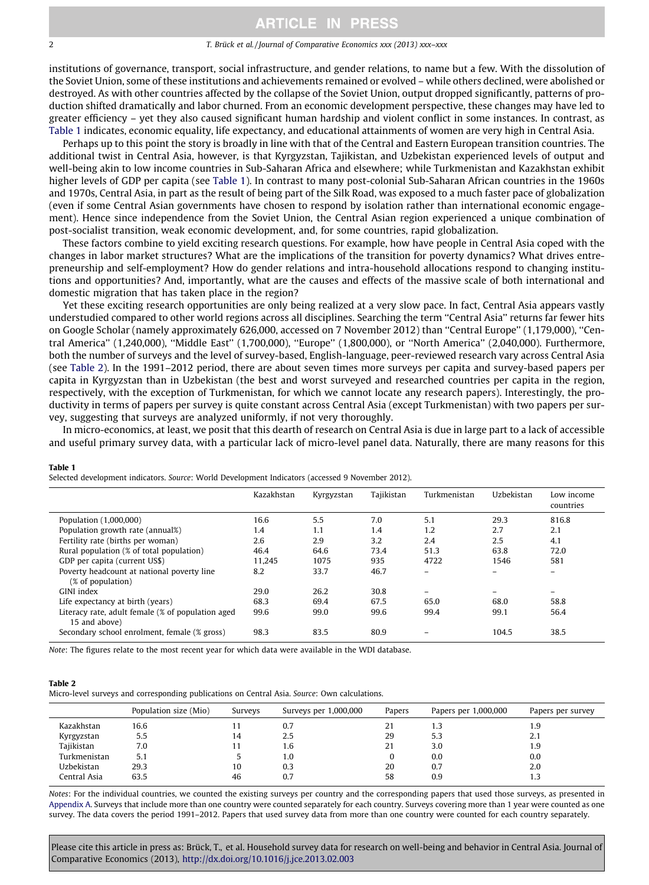institutions of governance, transport, social infrastructure, and gender relations, to name but a few. With the dissolution of the Soviet Union, some of these institutions and achievements remained or evolved – while others declined, were abolished or destroyed. As with other countries affected by the collapse of the Soviet Union, output dropped significantly, patterns of production shifted dramatically and labor churned. From an economic development perspective, these changes may have led to greater efficiency – yet they also caused significant human hardship and violent conflict in some instances. In contrast, as Table 1 indicates, economic equality, life expectancy, and educational attainments of women are very high in Central Asia.

Perhaps up to this point the story is broadly in line with that of the Central and Eastern European transition countries. The additional twist in Central Asia, however, is that Kyrgyzstan, Tajikistan, and Uzbekistan experienced levels of output and well-being akin to low income countries in Sub-Saharan Africa and elsewhere; while Turkmenistan and Kazakhstan exhibit higher levels of GDP per capita (see Table 1). In contrast to many post-colonial Sub-Saharan African countries in the 1960s and 1970s, Central Asia, in part as the result of being part of the Silk Road, was exposed to a much faster pace of globalization (even if some Central Asian governments have chosen to respond by isolation rather than international economic engagement). Hence since independence from the Soviet Union, the Central Asian region experienced a unique combination of post-socialist transition, weak economic development, and, for some countries, rapid globalization.

These factors combine to yield exciting research questions. For example, how have people in Central Asia coped with the changes in labor market structures? What are the implications of the transition for poverty dynamics? What drives entrepreneurship and self-employment? How do gender relations and intra-household allocations respond to changing institutions and opportunities? And, importantly, what are the causes and effects of the massive scale of both international and domestic migration that has taken place in the region?

Yet these exciting research opportunities are only being realized at a very slow pace. In fact, Central Asia appears vastly understudied compared to other world regions across all disciplines. Searching the term "Central Asia" returns far fewer hits on Google Scholar (namely approximately 626,000, accessed on 7 November 2012) than "Central Europe" (1,179,000), "Central America" (1,240,000), "Middle East" (1,700,000), "Europe" (1,800,000), or "North America" (2,040,000). Furthermore, both the number of surveys and the level of survey-based, English-language, peer-reviewed research vary across Central Asia (see Table 2). In the 1991–2012 period, there are about seven times more surveys per capita and survey-based papers per capita in Kyrgyzstan than in Uzbekistan (the best and worst surveyed and researched countries per capita in the region, respectively, with the exception of Turkmenistan, for which we cannot locate any research papers). Interestingly, the productivity in terms of papers per survey is quite constant across Central Asia (except Turkmenistan) with two papers per survey, suggesting that surveys are analyzed uniformly, if not very thoroughly.

In micro-economics, at least, we posit that this dearth of research on Central Asia is due in large part to a lack of accessible and useful primary survey data, with a particular lack of micro-level panel data. Naturally, there are many reasons for this

**Table 1**
Selected development indicators. *Source*: World Development Indicators (accessed 9 November 2012).

| | Kazakhstan | Kyrgyzstan | Tajikistan | Turkmenistan | Uzbekistan | Low income countries |
|---|---|---|---|---|---|---|
| Population (1,000,000) | 16.6 | 5.5 | 7.0 | 5.1 | 29.3 | 816.8 |
| Population growth rate (annual%) | 1.4 | 1.1 | 1.4 | 1.2 | 2.7 | 2.1 |
| Fertility rate (births per woman) | 2.6 | 2.9 | 3.2 | 2.4 | 2.5 | 4.1 |
| Rural population (% of total population) | 46.4 | 64.6 | 73.4 | 51.3 | 63.8 | 72.0 |
| GDP per capita (current US$) | 11,245 | 1075 | 935 | 4722 | 1546 | 581 |
| Poverty headcount at national poverty line (% of population) | 8.2 | 33.7 | 46.7 | – | – | – |
| GINI index | 29.0 | 26.2 | 30.8 | – | – | – |
| Life expectancy at birth (years) | 68.3 | 69.4 | 67.5 | 65.0 | 68.0 | 58.8 |
| Literacy rate, adult female (% of population aged 15 and above) | 99.6 | 99.0 | 99.6 | 99.4 | 99.1 | 56.4 |
| Secondary school enrolment, female (% gross) | 98.3 | 83.5 | 80.9 | – | 104.5 | 38.5 |

*Note*: The figures relate to the most recent year for which data were available in the WDI database.

**Table 2**
Micro-level surveys and corresponding publications on Central Asia. *Source*: Own calculations.

| | Population size (Mio) | Surveys | Surveys per 1,000,000 | Papers | Papers per 1,000,000 | Papers per survey |
|---|---|---|---|---|---|---|
| Kazakhstan | 16.6 | 11 | 0.7 | 21 | 1.3 | 1.9 |
| Kyrgyzstan | 5.5 | 14 | 2.5 | 29 | 5.3 | 2.1 |
| Tajikistan | 7.0 | 11 | 1.6 | 21 | 3.0 | 1.9 |
| Turkmenistan | 5.1 | 5 | 1.0 | 0 | 0.0 | 0.0 |
| Uzbekistan | 29.3 | 10 | 0.3 | 20 | 0.7 | 2.0 |
| Central Asia | 63.5 | 46 | 0.7 | 58 | 0.9 | 1.3 |

*Notes*: For the individual countries, we counted the existing surveys per country and the corresponding papers that used those surveys, as presented in Appendix A. Surveys that include more than one country were counted separately for each country. Surveys covering more than 1 year were counted as one survey. The data covers the period 1991–2012. Papers that used survey data from more than one country were counted for each country separately.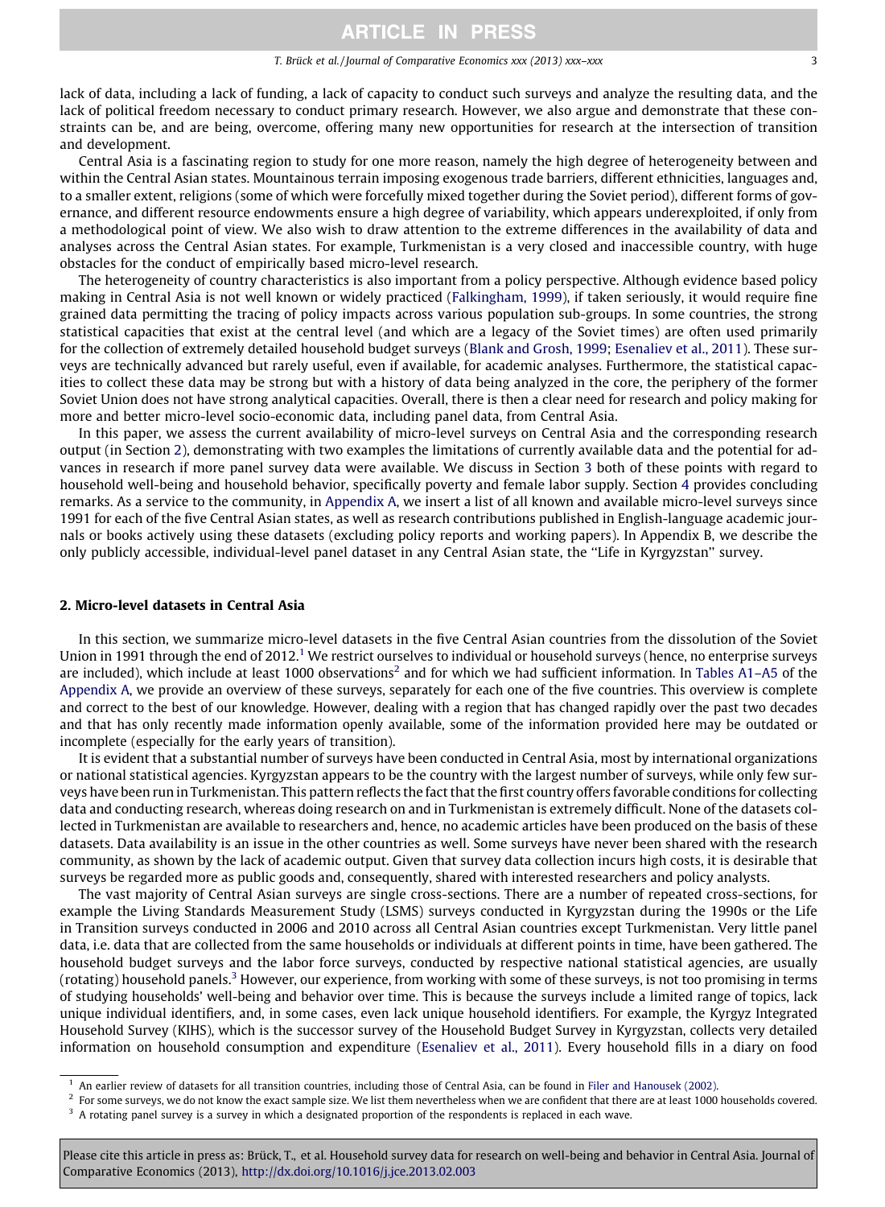lack of data, including a lack of funding, a lack of capacity to conduct such surveys and analyze the resulting data, and the lack of political freedom necessary to conduct primary research. However, we also argue and demonstrate that these constraints can be, and are being, overcome, offering many new opportunities for research at the intersection of transition and development.

Central Asia is a fascinating region to study for one more reason, namely the high degree of heterogeneity between and within the Central Asian states. Mountainous terrain imposing exogenous trade barriers, different ethnicities, languages and, to a smaller extent, religions (some of which were forcefully mixed together during the Soviet period), different forms of governance, and different resource endowments ensure a high degree of variability, which appears underexploited, if only from a methodological point of view. We also wish to draw attention to the extreme differences in the availability of data and analyses across the Central Asian states. For example, Turkmenistan is a very closed and inaccessible country, with huge obstacles for the conduct of empirically based micro-level research.

The heterogeneity of country characteristics is also important from a policy perspective. Although evidence based policy making in Central Asia is not well known or widely practiced (Falkingham, 1999), if taken seriously, it would require fine grained data permitting the tracing of policy impacts across various population sub-groups. In some countries, the strong statistical capacities that exist at the central level (and which are a legacy of the Soviet times) are often used primarily for the collection of extremely detailed household budget surveys (Blank and Grosh, 1999; Esenaliev et al., 2011). These surveys are technically advanced but rarely useful, even if available, for academic analyses. Furthermore, the statistical capacities to collect these data may be strong but with a history of data being analyzed in the core, the periphery of the former Soviet Union does not have strong analytical capacities. Overall, there is then a clear need for research and policy making for more and better micro-level socio-economic data, including panel data, from Central Asia.

In this paper, we assess the current availability of micro-level surveys on Central Asia and the corresponding research output (in Section 2), demonstrating with two examples the limitations of currently available data and the potential for advances in research if more panel survey data were available. We discuss in Section 3 both of these points with regard to household well-being and household behavior, specifically poverty and female labor supply. Section 4 provides concluding remarks. As a service to the community, in Appendix A, we insert a list of all known and available micro-level surveys since 1991 for each of the five Central Asian states, as well as research contributions published in English-language academic journals or books actively using these datasets (excluding policy reports and working papers). In Appendix B, we describe the only publicly accessible, individual-level panel dataset in any Central Asian state, the "Life in Kyrgyzstan" survey.

## 2. Micro-level datasets in Central Asia

In this section, we summarize micro-level datasets in the five Central Asian countries from the dissolution of the Soviet Union in 1991 through the end of 2012.[1] We restrict ourselves to individual or household surveys (hence, no enterprise surveys are included), which include at least 1000 observations[2] and for which we had sufficient information. In Tables A1–A5 of the Appendix A, we provide an overview of these surveys, separately for each one of the five countries. This overview is complete and correct to the best of our knowledge. However, dealing with a region that has changed rapidly over the past two decades and that has only recently made information openly available, some of the information provided here may be outdated or incomplete (especially for the early years of transition).

It is evident that a substantial number of surveys have been conducted in Central Asia, most by international organizations or national statistical agencies. Kyrgyzstan appears to be the country with the largest number of surveys, while only few surveys have been run in Turkmenistan. This pattern reflects the fact that the first country offers favorable conditions for collecting data and conducting research, whereas doing research on and in Turkmenistan is extremely difficult. None of the datasets collected in Turkmenistan are available to researchers and, hence, no academic articles have been produced on the basis of these datasets. Data availability is an issue in the other countries as well. Some surveys have never been shared with the research community, as shown by the lack of academic output. Given that survey data collection incurs high costs, it is desirable that surveys be regarded more as public goods and, consequently, shared with interested researchers and policy analysts.

The vast majority of Central Asian surveys are single cross-sections. There are a number of repeated cross-sections, for example the Living Standards Measurement Study (LSMS) surveys conducted in Kyrgyzstan during the 1990s or the Life in Transition surveys conducted in 2006 and 2010 across all Central Asian countries except Turkmenistan. Very little panel data, i.e. data that are collected from the same households or individuals at different points in time, have been gathered. The household budget surveys and the labor force surveys, conducted by respective national statistical agencies, are usually (rotating) household panels.[3] However, our experience, from working with some of these surveys, is not too promising in terms of studying households' well-being and behavior over time. This is because the surveys include a limited range of topics, lack unique individual identifiers, and, in some cases, even lack unique household identifiers. For example, the Kyrgyz Integrated Household Survey (KIHS), which is the successor survey of the Household Budget Survey in Kyrgyzstan, collects very detailed information on household consumption and expenditure (Esenaliev et al., 2011). Every household fills in a diary on food

---

[1] An earlier review of datasets for all transition countries, including those of Central Asia, can be found in Filer and Hanousek (2002).

[2] For some surveys, we do not know the exact sample size. We list them nevertheless when we are confident that there are at least 1000 households covered.

[3] A rotating panel survey is a survey in which a designated proportion of the respondents is replaced in each wave.

Please cite this article in press as: Brück, T., et al. Household survey data for research on well-being and behavior in Central Asia. Journal of Comparative Economics (2013), http://dx.doi.org/10.1016/j.jce.2013.02.003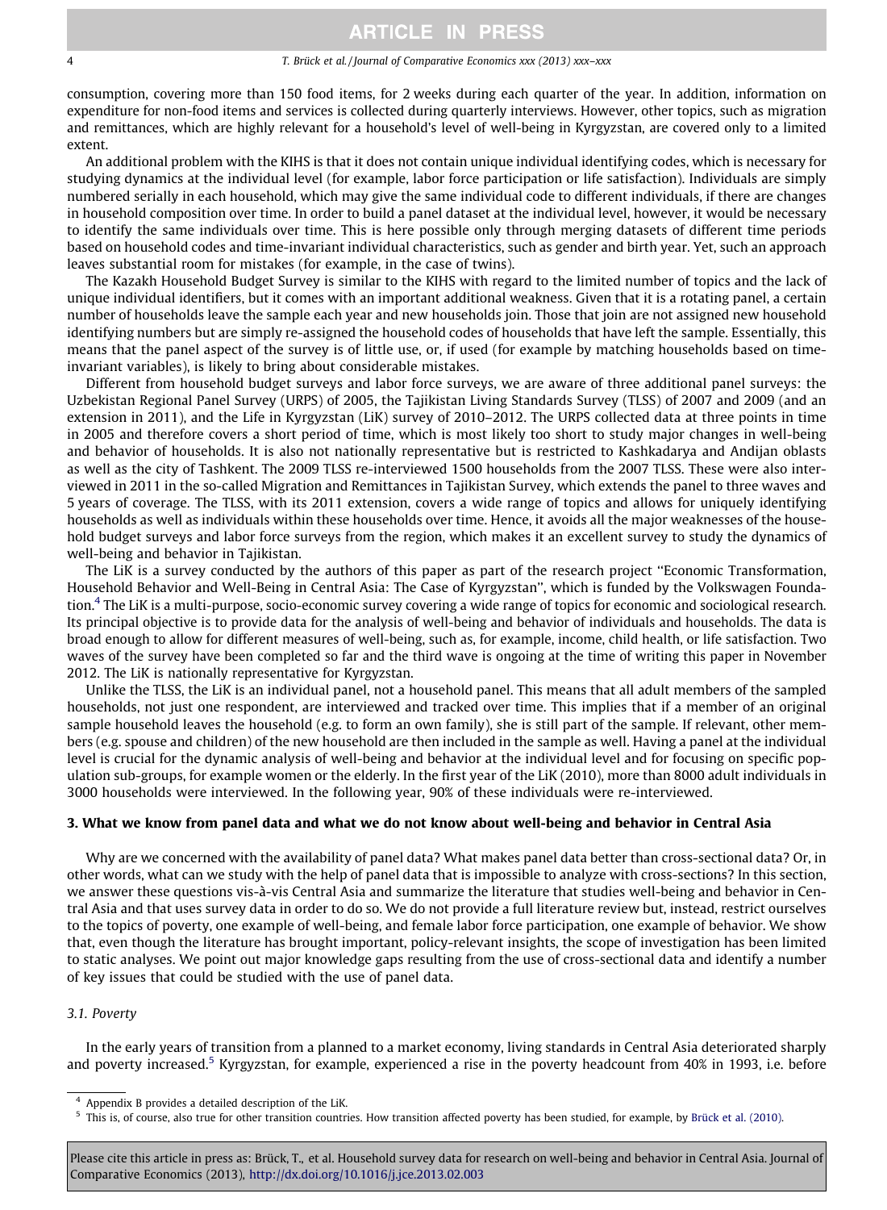consumption, covering more than 150 food items, for 2 weeks during each quarter of the year. In addition, information on expenditure for non-food items and services is collected during quarterly interviews. However, other topics, such as migration and remittances, which are highly relevant for a household's level of well-being in Kyrgyzstan, are covered only to a limited extent.

An additional problem with the KIHS is that it does not contain unique individual identifying codes, which is necessary for studying dynamics at the individual level (for example, labor force participation or life satisfaction). Individuals are simply numbered serially in each household, which may give the same individual code to different individuals, if there are changes in household composition over time. In order to build a panel dataset at the individual level, however, it would be necessary to identify the same individuals over time. This is here possible only through merging datasets of different time periods based on household codes and time-invariant individual characteristics, such as gender and birth year. Yet, such an approach leaves substantial room for mistakes (for example, in the case of twins).

The Kazakh Household Budget Survey is similar to the KIHS with regard to the limited number of topics and the lack of unique individual identifiers, but it comes with an important additional weakness. Given that it is a rotating panel, a certain number of households leave the sample each year and new households join. Those that join are not assigned new household identifying numbers but are simply re-assigned the household codes of households that have left the sample. Essentially, this means that the panel aspect of the survey is of little use, or, if used (for example by matching households based on time-invariant variables), is likely to bring about considerable mistakes.

Different from household budget surveys and labor force surveys, we are aware of three additional panel surveys: the Uzbekistan Regional Panel Survey (URPS) of 2005, the Tajikistan Living Standards Survey (TLSS) of 2007 and 2009 (and an extension in 2011), and the Life in Kyrgyzstan (LiK) survey of 2010–2012. The URPS collected data at three points in time in 2005 and therefore covers a short period of time, which is most likely too short to study major changes in well-being and behavior of households. It is also not nationally representative but is restricted to Kashkadarya and Andijan oblasts as well as the city of Tashkent. The 2009 TLSS re-interviewed 1500 households from the 2007 TLSS. These were also interviewed in 2011 in the so-called Migration and Remittances in Tajikistan Survey, which extends the panel to three waves and 5 years of coverage. The TLSS, with its 2011 extension, covers a wide range of topics and allows for uniquely identifying households as well as individuals within these households over time. Hence, it avoids all the major weaknesses of the household budget surveys and labor force surveys from the region, which makes it an excellent survey to study the dynamics of well-being and behavior in Tajikistan.

The LiK is a survey conducted by the authors of this paper as part of the research project ''Economic Transformation, Household Behavior and Well-Being in Central Asia: The Case of Kyrgyzstan'', which is funded by the Volkswagen Foundation.[4] The LiK is a multi-purpose, socio-economic survey covering a wide range of topics for economic and sociological research. Its principal objective is to provide data for the analysis of well-being and behavior of individuals and households. The data is broad enough to allow for different measures of well-being, such as, for example, income, child health, or life satisfaction. Two waves of the survey have been completed so far and the third wave is ongoing at the time of writing this paper in November 2012. The LiK is nationally representative for Kyrgyzstan.

Unlike the TLSS, the LiK is an individual panel, not a household panel. This means that all adult members of the sampled households, not just one respondent, are interviewed and tracked over time. This implies that if a member of an original sample household leaves the household (e.g. to form an own family), she is still part of the sample. If relevant, other members (e.g. spouse and children) of the new household are then included in the sample as well. Having a panel at the individual level is crucial for the dynamic analysis of well-being and behavior at the individual level and for focusing on specific population sub-groups, for example women or the elderly. In the first year of the LiK (2010), more than 8000 adult individuals in 3000 households were interviewed. In the following year, 90% of these individuals were re-interviewed.

## 3. What we know from panel data and what we do not know about well-being and behavior in Central Asia

Why are we concerned with the availability of panel data? What makes panel data better than cross-sectional data? Or, in other words, what can we study with the help of panel data that is impossible to analyze with cross-sections? In this section, we answer these questions vis-à-vis Central Asia and summarize the literature that studies well-being and behavior in Central Asia and that uses survey data in order to do so. We do not provide a full literature review but, instead, restrict ourselves to the topics of poverty, one example of well-being, and female labor force participation, one example of behavior. We show that, even though the literature has brought important, policy-relevant insights, the scope of investigation has been limited to static analyses. We point out major knowledge gaps resulting from the use of cross-sectional data and identify a number of key issues that could be studied with the use of panel data.

### *3.1. Poverty*

In the early years of transition from a planned to a market economy, living standards in Central Asia deteriorated sharply and poverty increased.[5] Kyrgyzstan, for example, experienced a rise in the poverty headcount from 40% in 1993, i.e. before

[4] Appendix B provides a detailed description of the LiK.

[5] This is, of course, also true for other transition countries. How transition affected poverty has been studied, for example, by Brück et al. (2010).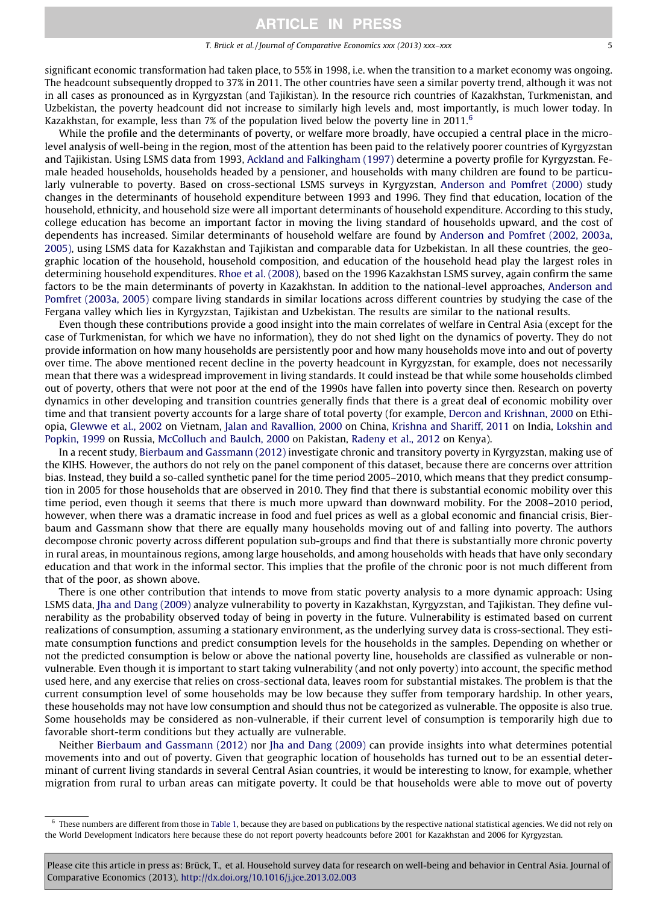significant economic transformation had taken place, to 55% in 1998, i.e. when the transition to a market economy was ongoing. The headcount subsequently dropped to 37% in 2011. The other countries have seen a similar poverty trend, although it was not in all cases as pronounced as in Kyrgyzstan (and Tajikistan). In the resource rich countries of Kazakhstan, Turkmenistan, and Uzbekistan, the poverty headcount did not increase to similarly high levels and, most importantly, is much lower today. In Kazakhstan, for example, less than 7% of the population lived below the poverty line in 2011.[6]

While the profile and the determinants of poverty, or welfare more broadly, have occupied a central place in the micro-level analysis of well-being in the region, most of the attention has been paid to the relatively poorer countries of Kyrgyzstan and Tajikistan. Using LSMS data from 1993, Ackland and Falkingham (1997) determine a poverty profile for Kyrgyzstan. Female headed households, households headed by a pensioner, and households with many children are found to be particularly vulnerable to poverty. Based on cross-sectional LSMS surveys in Kyrgyzstan, Anderson and Pomfret (2000) study changes in the determinants of household expenditure between 1993 and 1996. They find that education, location of the household, ethnicity, and household size were all important determinants of household expenditure. According to this study, college education has become an important factor in moving the living standard of households upward, and the cost of dependents has increased. Similar determinants of household welfare are found by Anderson and Pomfret (2002, 2003a, 2005), using LSMS data for Kazakhstan and Tajikistan and comparable data for Uzbekistan. In all these countries, the geographic location of the household, household composition, and education of the household head play the largest roles in determining household expenditures. Rhoe et al. (2008), based on the 1996 Kazakhstan LSMS survey, again confirm the same factors to be the main determinants of poverty in Kazakhstan. In addition to the national-level approaches, Anderson and Pomfret (2003a, 2005) compare living standards in similar locations across different countries by studying the case of the Fergana valley which lies in Kyrgyzstan, Tajikistan and Uzbekistan. The results are similar to the national results.

Even though these contributions provide a good insight into the main correlates of welfare in Central Asia (except for the case of Turkmenistan, for which we have no information), they do not shed light on the dynamics of poverty. They do not provide information on how many households are persistently poor and how many households move into and out of poverty over time. The above mentioned recent decline in the poverty headcount in Kyrgyzstan, for example, does not necessarily mean that there was a widespread improvement in living standards. It could instead be that while some households climbed out of poverty, others that were not poor at the end of the 1990s have fallen into poverty since then. Research on poverty dynamics in other developing and transition countries generally finds that there is a great deal of economic mobility over time and that transient poverty accounts for a large share of total poverty (for example, Dercon and Krishnan, 2000 on Ethiopia, Glewwe et al., 2002 on Vietnam, Jalan and Ravallion, 2000 on China, Krishna and Shariff, 2011 on India, Lokshin and Popkin, 1999 on Russia, McColluch and Baulch, 2000 on Pakistan, Radeny et al., 2012 on Kenya).

In a recent study, Bierbaum and Gassmann (2012) investigate chronic and transitory poverty in Kyrgyzstan, making use of the KIHS. However, the authors do not rely on the panel component of this dataset, because there are concerns over attrition bias. Instead, they build a so-called synthetic panel for the time period 2005–2010, which means that they predict consumption in 2005 for those households that are observed in 2010. They find that there is substantial economic mobility over this time period, even though it seems that there is much more upward than downward mobility. For the 2008–2010 period, however, when there was a dramatic increase in food and fuel prices as well as a global economic and financial crisis, Bierbaum and Gassmann show that there are equally many households moving out of and falling into poverty. The authors decompose chronic poverty across different population sub-groups and find that there is substantially more chronic poverty in rural areas, in mountainous regions, among large households, and among households with heads that have only secondary education and that work in the informal sector. This implies that the profile of the chronic poor is not much different from that of the poor, as shown above.

There is one other contribution that intends to move from static poverty analysis to a more dynamic approach: Using LSMS data, Jha and Dang (2009) analyze vulnerability to poverty in Kazakhstan, Kyrgyzstan, and Tajikistan. They define vulnerability as the probability observed today of being in poverty in the future. Vulnerability is estimated based on current realizations of consumption, assuming a stationary environment, as the underlying survey data is cross-sectional. They estimate consumption functions and predict consumption levels for the households in the samples. Depending on whether or not the predicted consumption is below or above the national poverty line, households are classified as vulnerable or non-vulnerable. Even though it is important to start taking vulnerability (and not only poverty) into account, the specific method used here, and any exercise that relies on cross-sectional data, leaves room for substantial mistakes. The problem is that the current consumption level of some households may be low because they suffer from temporary hardship. In other years, these households may not have low consumption and should thus not be categorized as vulnerable. The opposite is also true. Some households may be considered as non-vulnerable, if their current level of consumption is temporarily high due to favorable short-term conditions but they actually are vulnerable.

Neither Bierbaum and Gassmann (2012) nor Jha and Dang (2009) can provide insights into what determines potential movements into and out of poverty. Given that geographic location of households has turned out to be an essential determinant of current living standards in several Central Asian countries, it would be interesting to know, for example, whether migration from rural to urban areas can mitigate poverty. It could be that households were able to move out of poverty

---

[6] These numbers are different from those in Table 1, because they are based on publications by the respective national statistical agencies. We did not rely on the World Development Indicators here because these do not report poverty headcounts before 2001 for Kazakhstan and 2006 for Kyrgyzstan.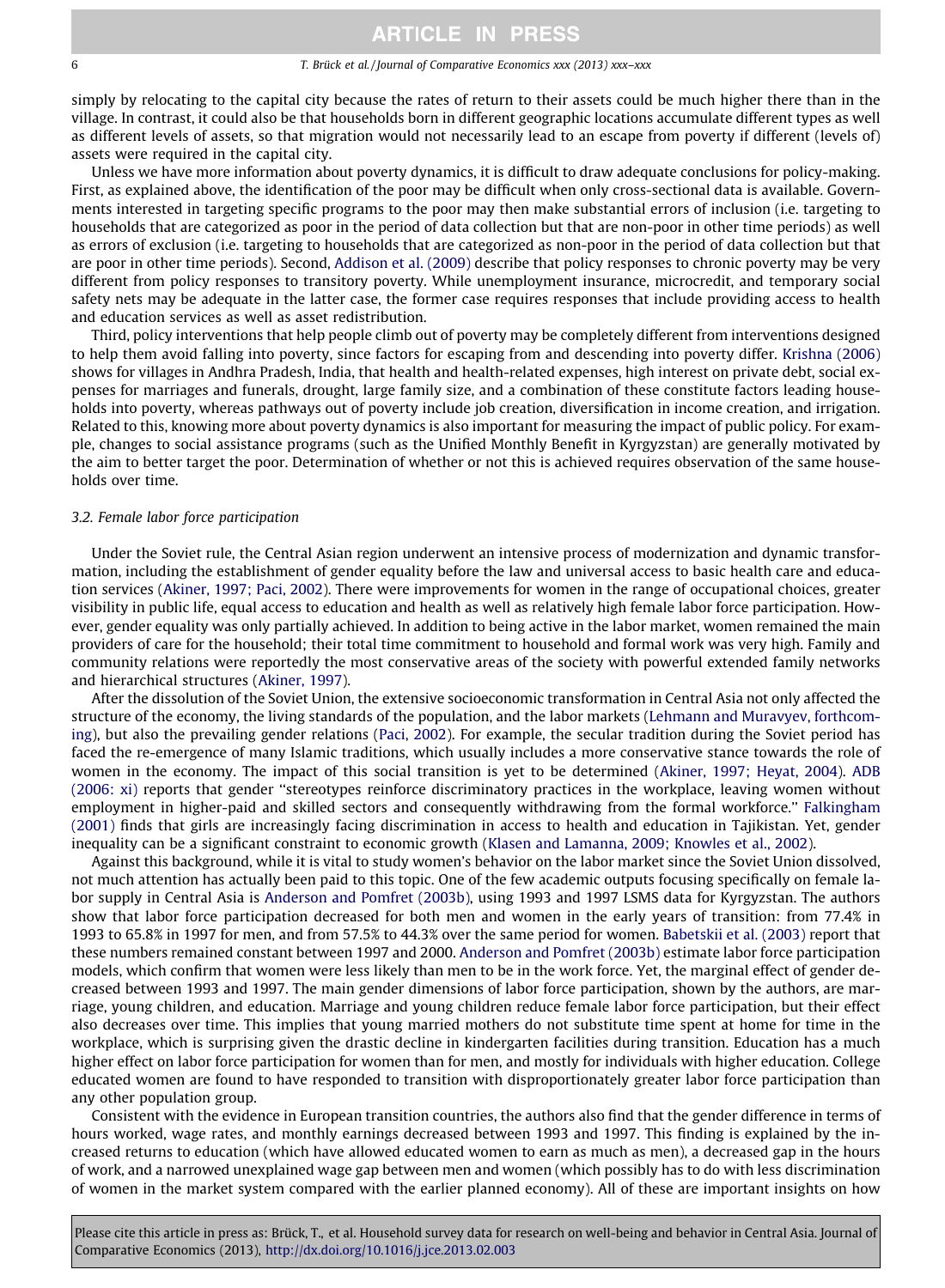simply by relocating to the capital city because the rates of return to their assets could be much higher there than in the village. In contrast, it could also be that households born in different geographic locations accumulate different types as well as different levels of assets, so that migration would not necessarily lead to an escape from poverty if different (levels of) assets were required in the capital city.

Unless we have more information about poverty dynamics, it is difficult to draw adequate conclusions for policy-making. First, as explained above, the identification of the poor may be difficult when only cross-sectional data is available. Governments interested in targeting specific programs to the poor may then make substantial errors of inclusion (i.e. targeting to households that are categorized as poor in the period of data collection but that are non-poor in other time periods) as well as errors of exclusion (i.e. targeting to households that are categorized as non-poor in the period of data collection but that are poor in other time periods). Second, Addison et al. (2009) describe that policy responses to chronic poverty may be very different from policy responses to transitory poverty. While unemployment insurance, microcredit, and temporary social safety nets may be adequate in the latter case, the former case requires responses that include providing access to health and education services as well as asset redistribution.

Third, policy interventions that help people climb out of poverty may be completely different from interventions designed to help them avoid falling into poverty, since factors for escaping from and descending into poverty differ. Krishna (2006) shows for villages in Andhra Pradesh, India, that health and health-related expenses, high interest on private debt, social expenses for marriages and funerals, drought, large family size, and a combination of these constitute factors leading households into poverty, whereas pathways out of poverty include job creation, diversification in income creation, and irrigation. Related to this, knowing more about poverty dynamics is also important for measuring the impact of public policy. For example, changes to social assistance programs (such as the Unified Monthly Benefit in Kyrgyzstan) are generally motivated by the aim to better target the poor. Determination of whether or not this is achieved requires observation of the same households over time.

### 3.2. Female labor force participation

Under the Soviet rule, the Central Asian region underwent an intensive process of modernization and dynamic transformation, including the establishment of gender equality before the law and universal access to basic health care and education services (Akiner, 1997; Paci, 2002). There were improvements for women in the range of occupational choices, greater visibility in public life, equal access to education and health as well as relatively high female labor force participation. However, gender equality was only partially achieved. In addition to being active in the labor market, women remained the main providers of care for the household; their total time commitment to household and formal work was very high. Family and community relations were reportedly the most conservative areas of the society with powerful extended family networks and hierarchical structures (Akiner, 1997).

After the dissolution of the Soviet Union, the extensive socioeconomic transformation in Central Asia not only affected the structure of the economy, the living standards of the population, and the labor markets (Lehmann and Muravyev, forthcoming), but also the prevailing gender relations (Paci, 2002). For example, the secular tradition during the Soviet period has faced the re-emergence of many Islamic traditions, which usually includes a more conservative stance towards the role of women in the economy. The impact of this social transition is yet to be determined (Akiner, 1997; Heyat, 2004). ADB (2006: xi) reports that gender "stereotypes reinforce discriminatory practices in the workplace, leaving women without employment in higher-paid and skilled sectors and consequently withdrawing from the formal workforce." Falkingham (2001) finds that girls are increasingly facing discrimination in access to health and education in Tajikistan. Yet, gender inequality can be a significant constraint to economic growth (Klasen and Lamanna, 2009; Knowles et al., 2002).

Against this background, while it is vital to study women's behavior on the labor market since the Soviet Union dissolved, not much attention has actually been paid to this topic. One of the few academic outputs focusing specifically on female labor supply in Central Asia is Anderson and Pomfret (2003b), using 1993 and 1997 LSMS data for Kyrgyzstan. The authors show that labor force participation decreased for both men and women in the early years of transition: from 77.4% in 1993 to 65.8% in 1997 for men, and from 57.5% to 44.3% over the same period for women. Babetskii et al. (2003) report that these numbers remained constant between 1997 and 2000. Anderson and Pomfret (2003b) estimate labor force participation models, which confirm that women were less likely than men to be in the work force. Yet, the marginal effect of gender decreased between 1993 and 1997. The main gender dimensions of labor force participation, shown by the authors, are marriage, young children, and education. Marriage and young children reduce female labor force participation, but their effect also decreases over time. This implies that young married mothers do not substitute time spent at home for time in the workplace, which is surprising given the drastic decline in kindergarten facilities during transition. Education has a much higher effect on labor force participation for women than for men, and mostly for individuals with higher education. College educated women are found to have responded to transition with disproportionately greater labor force participation than any other population group.

Consistent with the evidence in European transition countries, the authors also find that the gender difference in terms of hours worked, wage rates, and monthly earnings decreased between 1993 and 1997. This finding is explained by the increased returns to education (which have allowed educated women to earn as much as men), a decreased gap in the hours of work, and a narrowed unexplained wage gap between men and women (which possibly has to do with less discrimination of women in the market system compared with the earlier planned economy). All of these are important insights on how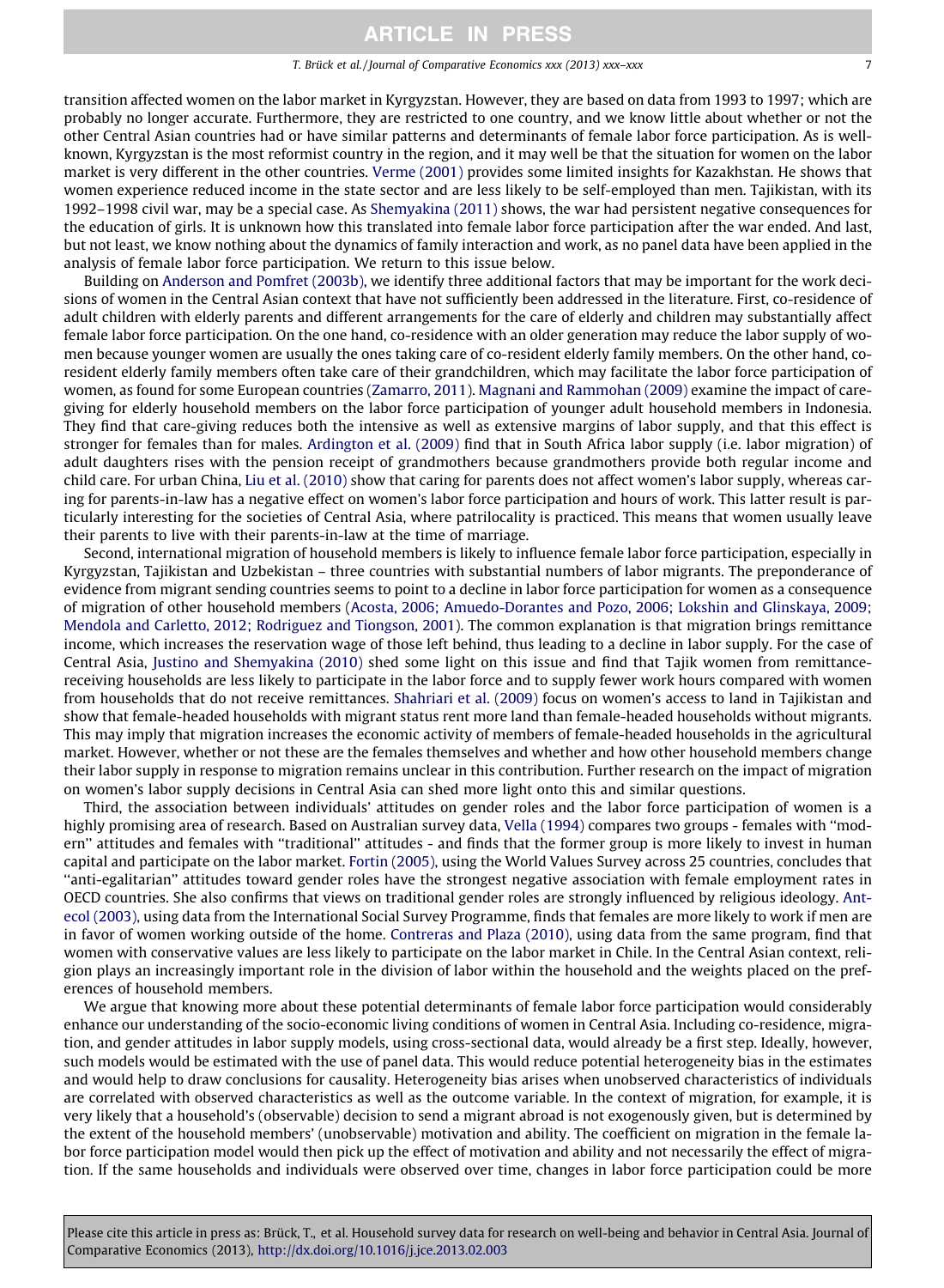transition affected women on the labor market in Kyrgyzstan. However, they are based on data from 1993 to 1997; which are probably no longer accurate. Furthermore, they are restricted to one country, and we know little about whether or not the other Central Asian countries had or have similar patterns and determinants of female labor force participation. As is well-known, Kyrgyzstan is the most reformist country in the region, and it may well be that the situation for women on the labor market is very different in the other countries. Verme (2001) provides some limited insights for Kazakhstan. He shows that women experience reduced income in the state sector and are less likely to be self-employed than men. Tajikistan, with its 1992–1998 civil war, may be a special case. As Shemyakina (2011) shows, the war had persistent negative consequences for the education of girls. It is unknown how this translated into female labor force participation after the war ended. And last, but not least, we know nothing about the dynamics of family interaction and work, as no panel data have been applied in the analysis of female labor force participation. We return to this issue below.

Building on Anderson and Pomfret (2003b), we identify three additional factors that may be important for the work decisions of women in the Central Asian context that have not sufficiently been addressed in the literature. First, co-residence of adult children with elderly parents and different arrangements for the care of elderly and children may substantially affect female labor force participation. On the one hand, co-residence with an older generation may reduce the labor supply of women because younger women are usually the ones taking care of co-resident elderly family members. On the other hand, co-resident elderly family members often take care of their grandchildren, which may facilitate the labor force participation of women, as found for some European countries (Zamarro, 2011). Magnani and Rammohan (2009) examine the impact of care-giving for elderly household members on the labor force participation of younger adult household members in Indonesia. They find that care-giving reduces both the intensive as well as extensive margins of labor supply, and that this effect is stronger for females than for males. Ardington et al. (2009) find that in South Africa labor supply (i.e. labor migration) of adult daughters rises with the pension receipt of grandmothers because grandmothers provide both regular income and child care. For urban China, Liu et al. (2010) show that caring for parents does not affect women's labor supply, whereas caring for parents-in-law has a negative effect on women's labor force participation and hours of work. This latter result is particularly interesting for the societies of Central Asia, where patrilocality is practiced. This means that women usually leave their parents to live with their parents-in-law at the time of marriage.

Second, international migration of household members is likely to influence female labor force participation, especially in Kyrgyzstan, Tajikistan and Uzbekistan – three countries with substantial numbers of labor migrants. The preponderance of evidence from migrant sending countries seems to point to a decline in labor force participation for women as a consequence of migration of other household members (Acosta, 2006; Amuedo-Dorantes and Pozo, 2006; Lokshin and Glinskaya, 2009; Mendola and Carletto, 2012; Rodriguez and Tiongson, 2001). The common explanation is that migration brings remittance income, which increases the reservation wage of those left behind, thus leading to a decline in labor supply. For the case of Central Asia, Justino and Shemyakina (2010) shed some light on this issue and find that Tajik women from remittance-receiving households are less likely to participate in the labor force and to supply fewer work hours compared with women from households that do not receive remittances. Shahriari et al. (2009) focus on women's access to land in Tajikistan and show that female-headed households with migrant status rent more land than female-headed households without migrants. This may imply that migration increases the economic activity of members of female-headed households in the agricultural market. However, whether or not these are the females themselves and whether and how other household members change their labor supply in response to migration remains unclear in this contribution. Further research on the impact of migration on women's labor supply decisions in Central Asia can shed more light onto this and similar questions.

Third, the association between individuals' attitudes on gender roles and the labor force participation of women is a highly promising area of research. Based on Australian survey data, Vella (1994) compares two groups - females with "modern" attitudes and females with "traditional" attitudes - and finds that the former group is more likely to invest in human capital and participate on the labor market. Fortin (2005), using the World Values Survey across 25 countries, concludes that "anti-egalitarian" attitudes toward gender roles have the strongest negative association with female employment rates in OECD countries. She also confirms that views on traditional gender roles are strongly influenced by religious ideology. Antecol (2003), using data from the International Social Survey Programme, finds that females are more likely to work if men are in favor of women working outside of the home. Contreras and Plaza (2010), using data from the same program, find that women with conservative values are less likely to participate on the labor market in Chile. In the Central Asian context, religion plays an increasingly important role in the division of labor within the household and the weights placed on the preferences of household members.

We argue that knowing more about these potential determinants of female labor force participation would considerably enhance our understanding of the socio-economic living conditions of women in Central Asia. Including co-residence, migration, and gender attitudes in labor supply models, using cross-sectional data, would already be a first step. Ideally, however, such models would be estimated with the use of panel data. This would reduce potential heterogeneity bias in the estimates and would help to draw conclusions for causality. Heterogeneity bias arises when unobserved characteristics of individuals are correlated with observed characteristics as well as the outcome variable. In the context of migration, for example, it is very likely that a household's (observable) decision to send a migrant abroad is not exogenously given, but is determined by the extent of the household members' (unobservable) motivation and ability. The coefficient on migration in the female labor force participation model would then pick up the effect of motivation and ability and not necessarily the effect of migration. If the same households and individuals were observed over time, changes in labor force participation could be more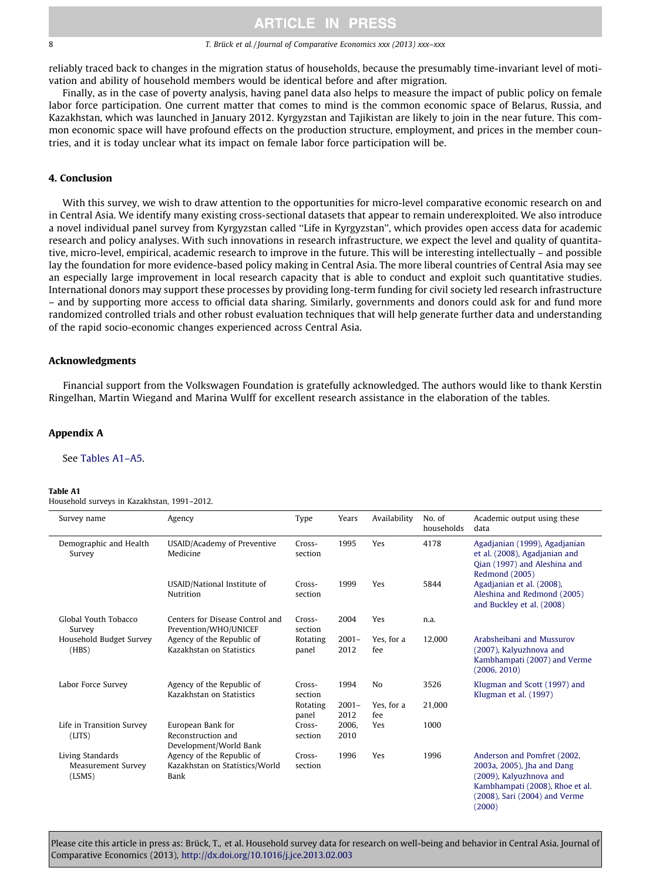reliably traced back to changes in the migration status of households, because the presumably time-invariant level of motivation and ability of household members would be identical before and after migration.

Finally, as in the case of poverty analysis, having panel data also helps to measure the impact of public policy on female labor force participation. One current matter that comes to mind is the common economic space of Belarus, Russia, and Kazakhstan, which was launched in January 2012. Kyrgyzstan and Tajikistan are likely to join in the near future. This common economic space will have profound effects on the production structure, employment, and prices in the member countries, and it is today unclear what its impact on female labor force participation will be.

## 4. Conclusion

With this survey, we wish to draw attention to the opportunities for micro-level comparative economic research on and in Central Asia. We identify many existing cross-sectional datasets that appear to remain underexploited. We also introduce a novel individual panel survey from Kyrgyzstan called ''Life in Kyrgyzstan'', which provides open access data for academic research and policy analyses. With such innovations in research infrastructure, we expect the level and quality of quantitative, micro-level, empirical, academic research to improve in the future. This will be interesting intellectually – and possible lay the foundation for more evidence-based policy making in Central Asia. The more liberal countries of Central Asia may see an especially large improvement in local research capacity that is able to conduct and exploit such quantitative studies. International donors may support these processes by providing long-term funding for civil society led research infrastructure – and by supporting more access to official data sharing. Similarly, governments and donors could ask for and fund more randomized controlled trials and other robust evaluation techniques that will help generate further data and understanding of the rapid socio-economic changes experienced across Central Asia.

## Acknowledgments

Financial support from the Volkswagen Foundation is gratefully acknowledged. The authors would like to thank Kerstin Ringelhan, Martin Wiegand and Marina Wulff for excellent research assistance in the elaboration of the tables.

## Appendix A

See Tables A1–A5.

**Table A1**
Household surveys in Kazakhstan, 1991–2012.

| Survey name | Agency | Type | Years | Availability | No. of households | Academic output using these data |
|---|---|---|---|---|---|---|
| Demographic and Health Survey | USAID/Academy of Preventive Medicine | Cross-section | 1995 | Yes | 4178 | Agadjanian (1999), Agadjanian et al. (2008), Agadjanian and Qian (1997) and Aleshina and Redmond (2005) |
| | USAID/National Institute of Nutrition | Cross-section | 1999 | Yes | 5844 | Agadjanian et al. (2008), Aleshina and Redmond (2005) and Buckley et al. (2008) |
| Global Youth Tobacco Survey | Centers for Disease Control and Prevention/WHO/UNICEF | Cross-section | 2004 | Yes | n.a. | |
| Household Budget Survey (HBS) | Agency of the Republic of Kazakhstan on Statistics | Rotating panel | 2001–2012 | Yes, for a fee | 12,000 | Arabsheibani and Mussurov (2007), Kalyuzhnova and Kambhampati (2007) and Verme (2006, 2010) |
| Labor Force Survey | Agency of the Republic of Kazakhstan on Statistics | Cross-section | 1994 | No | 3526 | Klugman and Scott (1997) and Klugman et al. (1997) |
| | | Rotating panel | 2001–2012 | Yes, for a fee | 21,000 | |
| Life in Transition Survey (LITS) | European Bank for Reconstruction and Development/World Bank | Cross-section | 2006, 2010 | Yes | 1000 | |
| Living Standards Measurement Survey (LSMS) | Agency of the Republic of Kazakhstan on Statistics/World Bank | Cross-section | 1996 | Yes | 1996 | Anderson and Pomfret (2002, 2003a, 2005), Jha and Dang (2009), Kalyuzhnova and Kambhampati (2008), Rhoe et al. (2008), Sari (2004) and Verme (2000) |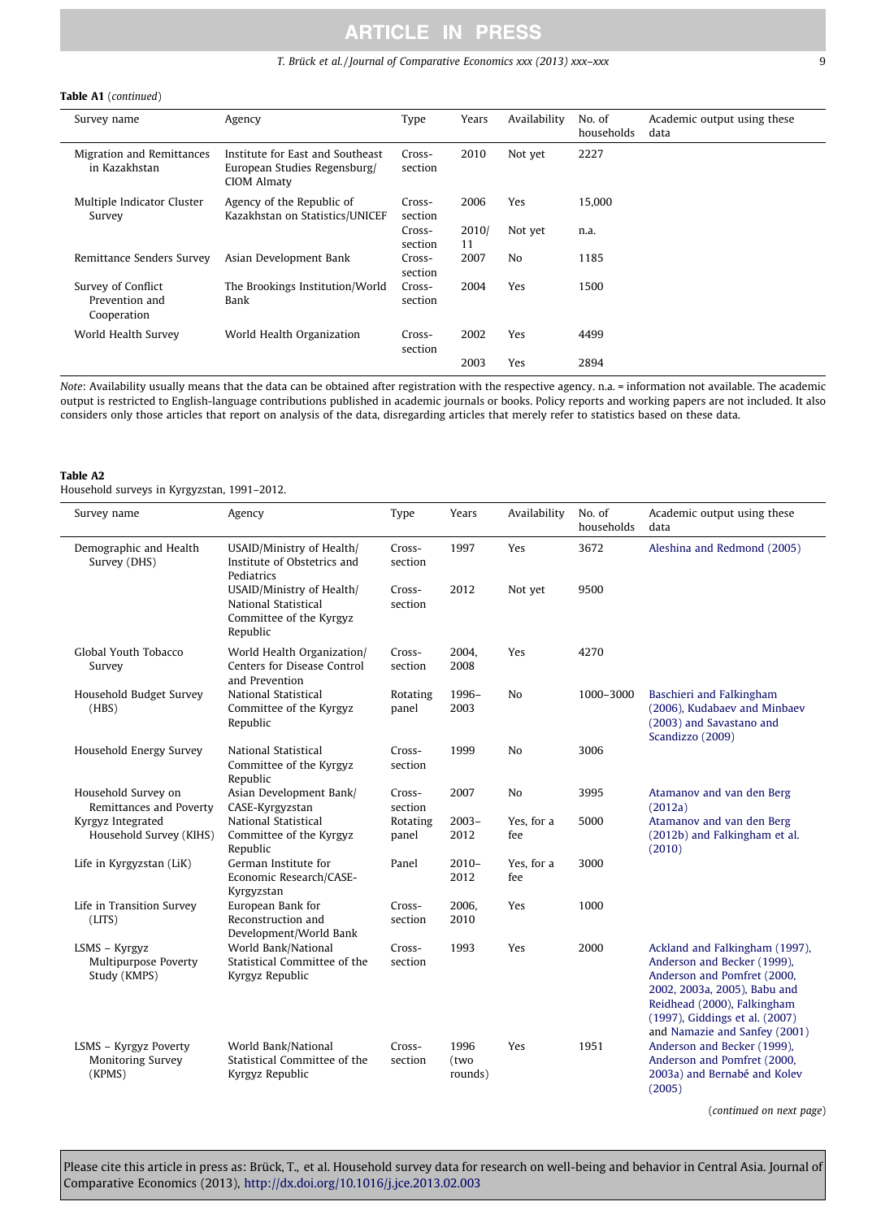**Table A1** (*continued*)

| Survey name | Agency | Type | Years | Availability | No. of households | Academic output using these data |
|---|---|---|---|---|---|---|
| Migration and Remittances in Kazakhstan | Institute for East and Southeast European Studies Regensburg/ CIOM Almaty | Cross-section | 2010 | Not yet | 2227 | |
| Multiple Indicator Cluster Survey | Agency of the Republic of Kazakhstan on Statistics/UNICEF | Cross-section | 2006 | Yes | 15,000 | |
| | | Cross-section | 2010/ 11 | Not yet | n.a. | |
| Remittance Senders Survey | Asian Development Bank | Cross-section | 2007 | No | 1185 | |
| Survey of Conflict Prevention and Cooperation | The Brookings Institution/World Bank | Cross-section | 2004 | Yes | 1500 | |
| World Health Survey | World Health Organization | Cross-section | 2002 | Yes | 4499 | |
| | | | 2003 | Yes | 2894 | |

*Note*: Availability usually means that the data can be obtained after registration with the respective agency. n.a. = information not available. The academic output is restricted to English-language contributions published in academic journals or books. Policy reports and working papers are not included. It also considers only those articles that report on analysis of the data, disregarding articles that merely refer to statistics based on these data.

**Table A2**
Household surveys in Kyrgyzstan, 1991–2012.

| Survey name | Agency | Type | Years | Availability | No. of households | Academic output using these data |
|---|---|---|---|---|---|---|
| Demographic and Health Survey (DHS) | USAID/Ministry of Health/ Institute of Obstetrics and Pediatrics | Cross-section | 1997 | Yes | 3672 | Aleshina and Redmond (2005) |
| | USAID/Ministry of Health/ National Statistical Committee of the Kyrgyz Republic | Cross-section | 2012 | Not yet | 9500 | |
| Global Youth Tobacco Survey | World Health Organization/ Centers for Disease Control and Prevention | Cross-section | 2004, 2008 | Yes | 4270 | |
| Household Budget Survey (HBS) | National Statistical Committee of the Kyrgyz Republic | Rotating panel | 1996–2003 | No | 1000–3000 | Baschieri and Falkingham (2006), Kudabaev and Minbaev (2003) and Savastano and Scandizzo (2009) |
| Household Energy Survey | National Statistical Committee of the Kyrgyz Republic | Cross-section | 1999 | No | 3006 | |
| Household Survey on Remittances and Poverty | Asian Development Bank/ CASE-Kyrgyzstan | Cross-section | 2007 | No | 3995 | Atamanov and van den Berg (2012a) |
| Kyrgyz Integrated Household Survey (KIHS) | National Statistical Committee of the Kyrgyz Republic | Rotating panel | 2003–2012 | Yes, for a fee | 5000 | Atamanov and van den Berg (2012b) and Falkingham et al. (2010) |
| Life in Kyrgyzstan (LiK) | German Institute for Economic Research/CASE-Kyrgyzstan | Panel | 2010–2012 | Yes, for a fee | 3000 | |
| Life in Transition Survey (LITS) | European Bank for Reconstruction and Development/World Bank | Cross-section | 2006, 2010 | Yes | 1000 | |
| LSMS – Kyrgyz Multipurpose Poverty Study (KMPS) | World Bank/National Statistical Committee of the Kyrgyz Republic | Cross-section | 1993 | Yes | 2000 | Ackland and Falkingham (1997), Anderson and Becker (1999), Anderson and Pomfret (2000, 2002, 2003a, 2005), Babu and Reidhead (2000), Falkingham (1997), Giddings et al. (2007) and Namazie and Sanfey (2001) |
| LSMS – Kyrgyz Poverty Monitoring Survey (KPMS) | World Bank/National Statistical Committee of the Kyrgyz Republic | Cross-section | 1996 (two rounds) | Yes | 1951 | Anderson and Becker (1999), Anderson and Pomfret (2000, 2003a) and Bernabé and Kolev (2005) |

(*continued on next page*)

Please cite this article in press as: Brück, T., et al. Household survey data for research on well-being and behavior in Central Asia. Journal of Comparative Economics (2013), http://dx.doi.org/10.1016/j.jce.2013.02.003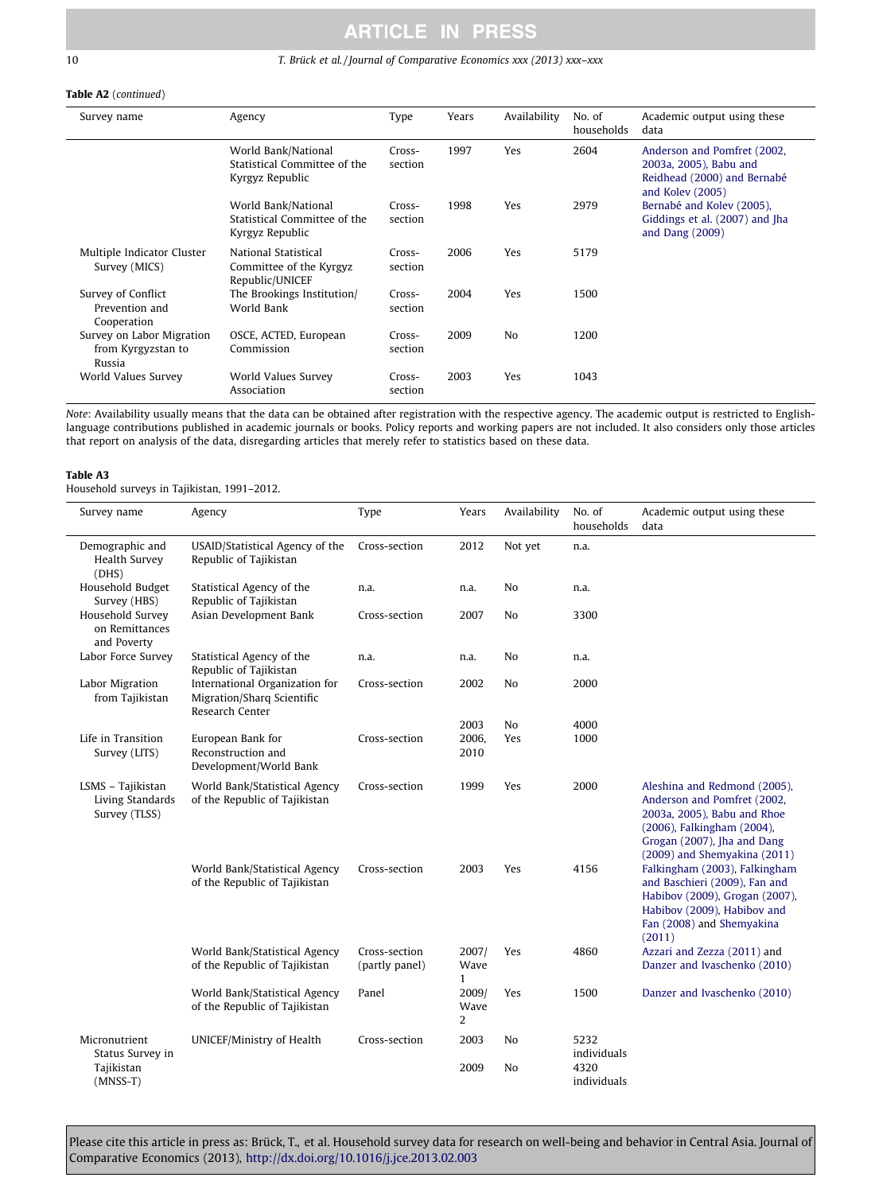**Table A2** (*continued*)

| Survey name | Agency | Type | Years | Availability | No. of households | Academic output using these data |
|---|---|---|---|---|---|---|
| | World Bank/National Statistical Committee of the Kyrgyz Republic | Cross-section | 1997 | Yes | 2604 | Anderson and Pomfret (2002, 2003a, 2005), Babu and Reidhead (2000) and Bernabé and Kolev (2005) |
| | World Bank/National Statistical Committee of the Kyrgyz Republic | Cross-section | 1998 | Yes | 2979 | Bernabé and Kolev (2005), Giddings et al. (2007) and Jha and Dang (2009) |
| Multiple Indicator Cluster Survey (MICS) | National Statistical Committee of the Kyrgyz Republic/UNICEF | Cross-section | 2006 | Yes | 5179 | |
| Survey of Conflict Prevention and Cooperation | The Brookings Institution/ World Bank | Cross-section | 2004 | Yes | 1500 | |
| Survey on Labor Migration from Kyrgyzstan to Russia | OSCE, ACTED, European Commission | Cross-section | 2009 | No | 1200 | |
| World Values Survey | World Values Survey Association | Cross-section | 2003 | Yes | 1043 | |

*Note*: Availability usually means that the data can be obtained after registration with the respective agency. The academic output is restricted to English-language contributions published in academic journals or books. Policy reports and working papers are not included. It also considers only those articles that report on analysis of the data, disregarding articles that merely refer to statistics based on these data.

**Table A3**
Household surveys in Tajikistan, 1991–2012.

| Survey name | Agency | Type | Years | Availability | No. of households | Academic output using these data |
|---|---|---|---|---|---|---|
| Demographic and Health Survey (DHS) | USAID/Statistical Agency of the Republic of Tajikistan | Cross-section | 2012 | Not yet | n.a. | |
| Household Budget Survey (HBS) | Statistical Agency of the Republic of Tajikistan | n.a. | n.a. | No | n.a. | |
| Household Survey on Remittances and Poverty | Asian Development Bank | Cross-section | 2007 | No | 3300 | |
| Labor Force Survey | Statistical Agency of the Republic of Tajikistan | n.a. | n.a. | No | n.a. | |
| Labor Migration from Tajikistan | International Organization for Migration/Sharq Scientific Research Center | Cross-section | 2002 | No | 2000 | |
| | | | 2003 | No | 4000 | |
| Life in Transition Survey (LITS) | European Bank for Reconstruction and Development/World Bank | Cross-section | 2006, 2010 | Yes | 1000 | |
| LSMS – Tajikistan Living Standards Survey (TLSS) | World Bank/Statistical Agency of the Republic of Tajikistan | Cross-section | 1999 | Yes | 2000 | Aleshina and Redmond (2005), Anderson and Pomfret (2002, 2003a, 2005), Babu and Rhoe (2006), Falkingham (2004), Grogan (2007), Jha and Dang (2009) and Shemyakina (2011) |
| | World Bank/Statistical Agency of the Republic of Tajikistan | Cross-section | 2003 | Yes | 4156 | Falkingham (2003), Falkingham and Baschieri (2009), Fan and Habibov (2009), Grogan (2007), Habibov (2009), Habibov and Fan (2008) and Shemyakina (2011) |
| | World Bank/Statistical Agency of the Republic of Tajikistan | Cross-section (partly panel) | 2007/ Wave 1 | Yes | 4860 | Azzari and Zezza (2011) and Danzer and Ivaschenko (2010) |
| | World Bank/Statistical Agency of the Republic of Tajikistan | Panel | 2009/ Wave 2 | Yes | 1500 | Danzer and Ivaschenko (2010) |
| Micronutrient Status Survey in Tajikistan (MNSS-T) | UNICEF/Ministry of Health | Cross-section | 2003 | No | 5232 individuals | |
| | | | 2009 | No | 4320 individuals | |

Please cite this article in press as: Brück, T., et al. Household survey data for research on well-being and behavior in Central Asia. Journal of Comparative Economics (2013), http://dx.doi.org/10.1016/j.jce.2013.02.003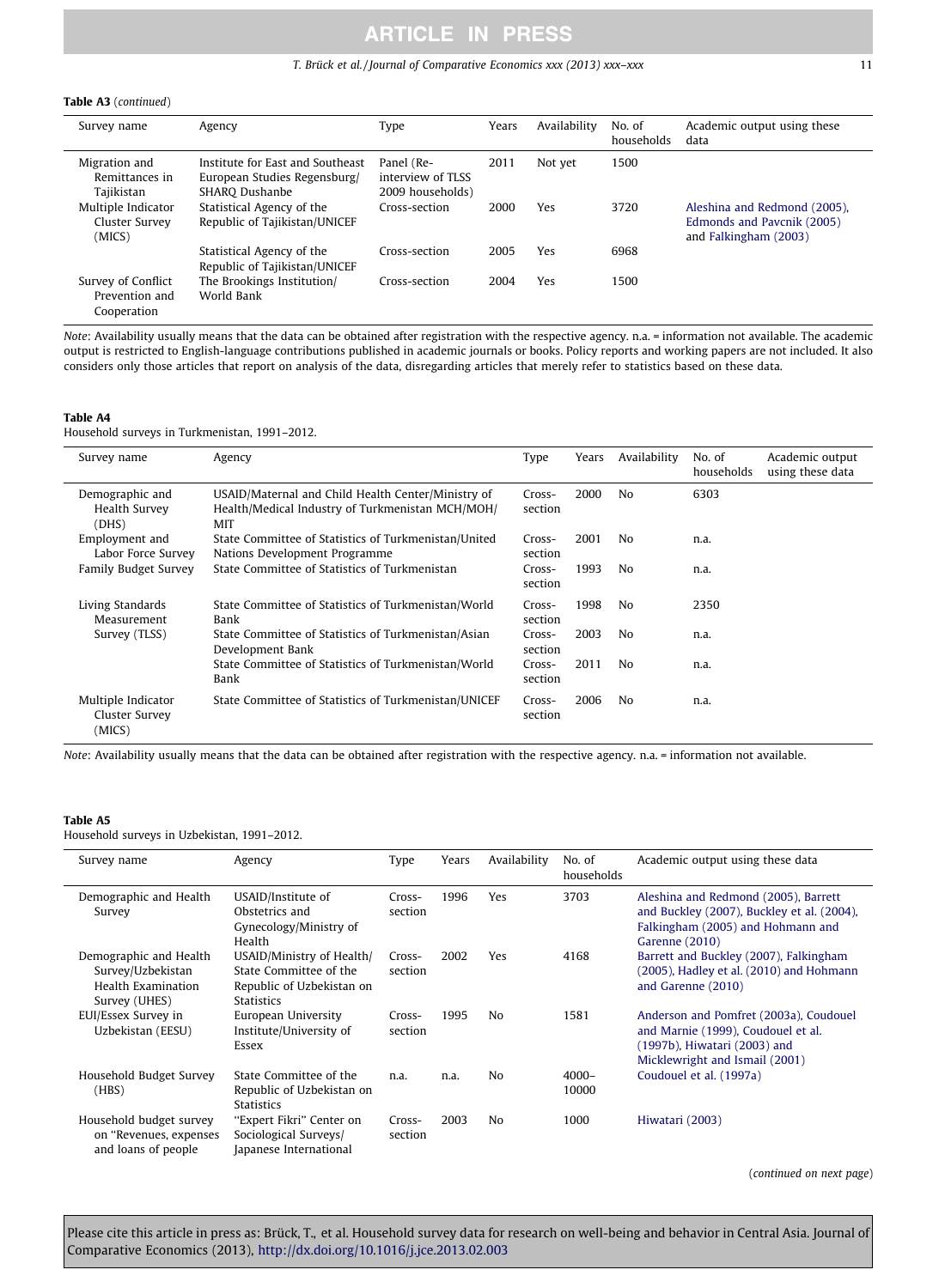**Table A3** (*continued*)

| Survey name | Agency | Type | Years | Availability | No. of households | Academic output using these data |
|---|---|---|---|---|---|---|
| Migration and Remittances in Tajikistan | Institute for East and Southeast European Studies Regensburg/ SHARQ Dushanbe | Panel (Re-interview of TLSS 2009 households) | 2011 | Not yet | 1500 | |
| Multiple Indicator Cluster Survey (MICS) | Statistical Agency of the Republic of Tajikistan/UNICEF | Cross-section | 2000 | Yes | 3720 | Aleshina and Redmond (2005), Edmonds and Pavcnik (2005) and Falkingham (2003) |
| | Statistical Agency of the Republic of Tajikistan/UNICEF | Cross-section | 2005 | Yes | 6968 | |
| Survey of Conflict Prevention and Cooperation | The Brookings Institution/ World Bank | Cross-section | 2004 | Yes | 1500 | |

*Note*: Availability usually means that the data can be obtained after registration with the respective agency. n.a. = information not available. The academic output is restricted to English-language contributions published in academic journals or books. Policy reports and working papers are not included. It also considers only those articles that report on analysis of the data, disregarding articles that merely refer to statistics based on these data.

**Table A4**
Household surveys in Turkmenistan, 1991–2012.

| Survey name | Agency | Type | Years | Availability | No. of households | Academic output using these data |
|---|---|---|---|---|---|---|
| Demographic and Health Survey (DHS) | USAID/Maternal and Child Health Center/Ministry of Health/Medical Industry of Turkmenistan MCH/MOH/ MIT | Cross-section | 2000 | No | 6303 | |
| Employment and Labor Force Survey | State Committee of Statistics of Turkmenistan/United Nations Development Programme | Cross-section | 2001 | No | n.a. | |
| Family Budget Survey | State Committee of Statistics of Turkmenistan | Cross-section | 1993 | No | n.a. | |
| Living Standards Measurement Survey (TLSS) | State Committee of Statistics of Turkmenistan/World Bank | Cross-section | 1998 | No | 2350 | |
| | State Committee of Statistics of Turkmenistan/Asian Development Bank | Cross-section | 2003 | No | n.a. | |
| | State Committee of Statistics of Turkmenistan/World Bank | Cross-section | 2011 | No | n.a. | |
| Multiple Indicator Cluster Survey (MICS) | State Committee of Statistics of Turkmenistan/UNICEF | Cross-section | 2006 | No | n.a. | |

*Note*: Availability usually means that the data can be obtained after registration with the respective agency. n.a. = information not available.

**Table A5**
Household surveys in Uzbekistan, 1991–2012.

| Survey name | Agency | Type | Years | Availability | No. of households | Academic output using these data |
|---|---|---|---|---|---|---|
| Demographic and Health Survey | USAID/Institute of Obstetrics and Gynecology/Ministry of Health | Cross-section | 1996 | Yes | 3703 | Aleshina and Redmond (2005), Barrett and Buckley (2007), Buckley et al. (2004), Falkingham (2005) and Hohmann and Garenne (2010) |
| Demographic and Health Survey/Uzbekistan Health Examination Survey (UHES) | USAID/Ministry of Health/ State Committee of the Republic of Uzbekistan on Statistics | Cross-section | 2002 | Yes | 4168 | Barrett and Buckley (2007), Falkingham (2005), Hadley et al. (2010) and Hohmann and Garenne (2010) |
| EUI/Essex Survey in Uzbekistan (EESU) | European University Institute/University of Essex | Cross-section | 1995 | No | 1581 | Anderson and Pomfret (2003a), Coudouel and Marnie (1999), Coudouel et al. (1997b), Hiwatari (2003) and Micklewright and Ismail (2001) |
| Household Budget Survey (HBS) | State Committee of the Republic of Uzbekistan on Statistics | n.a. | n.a. | No | 4000–10000 | Coudouel et al. (1997a) |
| Household budget survey on "Revenues, expenses and loans of people | "Expert Fikri" Center on Sociological Surveys/ Japanese International | Cross-section | 2003 | No | 1000 | Hiwatari (2003) |

(*continued on next page*)

Please cite this article in press as: Brück, T., et al. Household survey data for research on well-being and behavior in Central Asia. Journal of Comparative Economics (2013), http://dx.doi.org/10.1016/j.jce.2013.02.003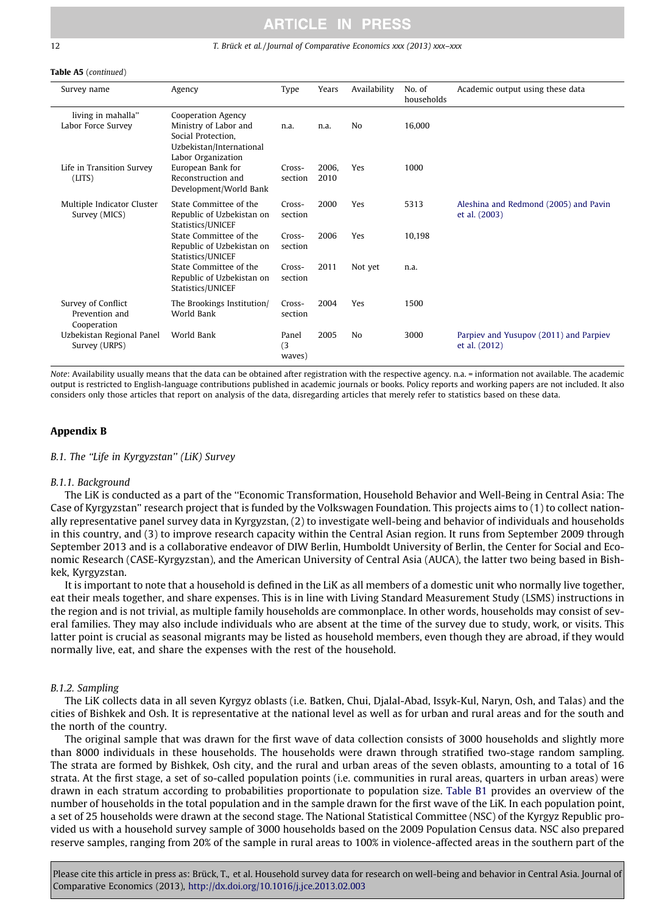**Table A5** (*continued*)

| Survey name | Agency | Type | Years | Availability | No. of households | Academic output using these data |
|---|---|---|---|---|---|---|
| living in mahalla" | Cooperation Agency | | | | | |
| Labor Force Survey | Ministry of Labor and Social Protection, Uzbekistan/International Labor Organization | n.a. | n.a. | No | 16,000 | |
| Life in Transition Survey (LITS) | European Bank for Reconstruction and Development/World Bank | Cross-section | 2006, 2010 | Yes | 1000 | |
| Multiple Indicator Cluster Survey (MICS) | State Committee of the Republic of Uzbekistan on Statistics/UNICEF | Cross-section | 2000 | Yes | 5313 | Aleshina and Redmond (2005) and Pavin et al. (2003) |
| | State Committee of the Republic of Uzbekistan on Statistics/UNICEF | Cross-section | 2006 | Yes | 10,198 | |
| | State Committee of the Republic of Uzbekistan on Statistics/UNICEF | Cross-section | 2011 | Not yet | n.a. | |
| Survey of Conflict Prevention and Cooperation | The Brookings Institution/ World Bank | Cross-section | 2004 | Yes | 1500 | |
| Uzbekistan Regional Panel Survey (URPS) | World Bank | Panel (3 waves) | 2005 | No | 3000 | Parpiev and Yusupov (2011) and Parpiev et al. (2012) |

*Note*: Availability usually means that the data can be obtained after registration with the respective agency. n.a. = information not available. The academic output is restricted to English-language contributions published in academic journals or books. Policy reports and working papers are not included. It also considers only those articles that report on analysis of the data, disregarding articles that merely refer to statistics based on these data.

## Appendix B

### *B.1. The "Life in Kyrgyzstan" (LiK) Survey*

#### *B.1.1. Background*

The LiK is conducted as a part of the "Economic Transformation, Household Behavior and Well-Being in Central Asia: The Case of Kyrgyzstan" research project that is funded by the Volkswagen Foundation. This projects aims to (1) to collect nationally representative panel survey data in Kyrgyzstan, (2) to investigate well-being and behavior of individuals and households in this country, and (3) to improve research capacity within the Central Asian region. It runs from September 2009 through September 2013 and is a collaborative endeavor of DIW Berlin, Humboldt University of Berlin, the Center for Social and Economic Research (CASE-Kyrgyzstan), and the American University of Central Asia (AUCA), the latter two being based in Bishkek, Kyrgyzstan.

It is important to note that a household is defined in the LiK as all members of a domestic unit who normally live together, eat their meals together, and share expenses. This is in line with Living Standard Measurement Study (LSMS) instructions in the region and is not trivial, as multiple family households are commonplace. In other words, households may consist of several families. They may also include individuals who are absent at the time of the survey due to study, work, or visits. This latter point is crucial as seasonal migrants may be listed as household members, even though they are abroad, if they would normally live, eat, and share the expenses with the rest of the household.

#### *B.1.2. Sampling*

The LiK collects data in all seven Kyrgyz oblasts (i.e. Batken, Chui, Djalal-Abad, Issyk-Kul, Naryn, Osh, and Talas) and the cities of Bishkek and Osh. It is representative at the national level as well as for urban and rural areas and for the south and the north of the country.

The original sample that was drawn for the first wave of data collection consists of 3000 households and slightly more than 8000 individuals in these households. The households were drawn through stratified two-stage random sampling. The strata are formed by Bishkek, Osh city, and the rural and urban areas of the seven oblasts, amounting to a total of 16 strata. At the first stage, a set of so-called population points (i.e. communities in rural areas, quarters in urban areas) were drawn in each stratum according to probabilities proportionate to population size. Table B1 provides an overview of the number of households in the total population and in the sample drawn for the first wave of the LiK. In each population point, a set of 25 households were drawn at the second stage. The National Statistical Committee (NSC) of the Kyrgyz Republic provided us with a household survey sample of 3000 households based on the 2009 Population Census data. NSC also prepared reserve samples, ranging from 20% of the sample in rural areas to 100% in violence-affected areas in the southern part of the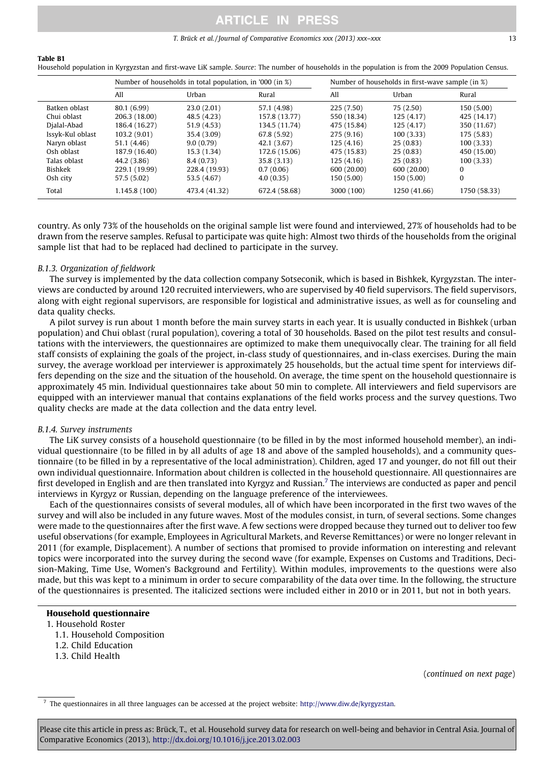**Table B1**
Household population in Kyrgyzstan and first-wave LiK sample. *Source*: The number of households in the population is from the 2009 Population Census.

| | Number of households in total population, in '000 (in %) | | | Number of households in first-wave sample (in %) | | |
|---|---|---|---|---|---|---|
| | All | Urban | Rural | All | Urban | Rural |
| Batken oblast | 80.1 (6.99) | 23.0 (2.01) | 57.1 (4.98) | 225 (7.50) | 75 (2.50) | 150 (5.00) |
| Chui oblast | 206.3 (18.00) | 48.5 (4.23) | 157.8 (13.77) | 550 (18.34) | 125 (4.17) | 425 (14.17) |
| Djalal-Abad | 186.4 (16.27) | 51.9 (4.53) | 134.5 (11.74) | 475 (15.84) | 125 (4.17) | 350 (11.67) |
| Issyk-Kul oblast | 103.2 (9.01) | 35.4 (3.09) | 67.8 (5.92) | 275 (9.16) | 100 (3.33) | 175 (5.83) |
| Naryn oblast | 51.1 (4.46) | 9.0 (0.79) | 42.1 (3.67) | 125 (4.16) | 25 (0.83) | 100 (3.33) |
| Osh oblast | 187.9 (16.40) | 15.3 (1.34) | 172.6 (15.06) | 475 (15.83) | 25 (0.83) | 450 (15.00) |
| Talas oblast | 44.2 (3.86) | 8.4 (0.73) | 35.8 (3.13) | 125 (4.16) | 25 (0.83) | 100 (3.33) |
| Bishkek | 229.1 (19.99) | 228.4 (19.93) | 0.7 (0.06) | 600 (20.00) | 600 (20.00) | 0 |
| Osh city | 57.5 (5.02) | 53.5 (4.67) | 4.0 (0.35) | 150 (5.00) | 150 (5.00) | 0 |
| Total | 1.145.8 (100) | 473.4 (41.32) | 672.4 (58.68) | 3000 (100) | 1250 (41.66) | 1750 (58.33) |

country. As only 73% of the households on the original sample list were found and interviewed, 27% of households had to be drawn from the reserve samples. Refusal to participate was quite high: Almost two thirds of the households from the original sample list that had to be replaced had declined to participate in the survey.

### *B.1.3. Organization of fieldwork*

The survey is implemented by the data collection company Sotseconik, which is based in Bishkek, Kyrgyzstan. The interviews are conducted by around 120 recruited interviewers, who are supervised by 40 field supervisors. The field supervisors, along with eight regional supervisors, are responsible for logistical and administrative issues, as well as for counseling and data quality checks.

A pilot survey is run about 1 month before the main survey starts in each year. It is usually conducted in Bishkek (urban population) and Chui oblast (rural population), covering a total of 30 households. Based on the pilot test results and consultations with the interviewers, the questionnaires are optimized to make them unequivocally clear. The training for all field staff consists of explaining the goals of the project, in-class study of questionnaires, and in-class exercises. During the main survey, the average workload per interviewer is approximately 25 households, but the actual time spent for interviews differs depending on the size and the situation of the household. On average, the time spent on the household questionnaire is approximately 45 min. Individual questionnaires take about 50 min to complete. All interviewers and field supervisors are equipped with an interviewer manual that contains explanations of the field works process and the survey questions. Two quality checks are made at the data collection and the data entry level.

### *B.1.4. Survey instruments*

The LiK survey consists of a household questionnaire (to be filled in by the most informed household member), an individual questionnaire (to be filled in by all adults of age 18 and above of the sampled households), and a community questionnaire (to be filled in by a representative of the local administration). Children, aged 17 and younger, do not fill out their own individual questionnaire. Information about children is collected in the household questionnaire. All questionnaires are first developed in English and are then translated into Kyrgyz and Russian.[7] The interviews are conducted as paper and pencil interviews in Kyrgyz or Russian, depending on the language preference of the interviewees.

Each of the questionnaires consists of several modules, all of which have been incorporated in the first two waves of the survey and will also be included in any future waves. Most of the modules consist, in turn, of several sections. Some changes were made to the questionnaires after the first wave. A few sections were dropped because they turned out to deliver too few useful observations (for example, Employees in Agricultural Markets, and Reverse Remittances) or were no longer relevant in 2011 (for example, Displacement). A number of sections that promised to provide information on interesting and relevant topics were incorporated into the survey during the second wave (for example, Expenses on Customs and Traditions, Decision-Making, Time Use, Women's Background and Fertility). Within modules, improvements to the questions were also made, but this was kept to a minimum in order to secure comparability of the data over time. In the following, the structure of the questionnaires is presented. The italicized sections were included either in 2010 or in 2011, but not in both years.

**Household questionnaire**

1. Household Roster
   1.1. Household Composition
   1.2. Child Education
   1.3. Child Health

(*continued on next page*)

[7] The questionnaires in all three languages can be accessed at the project website: http://www.diw.de/kyrgyzstan.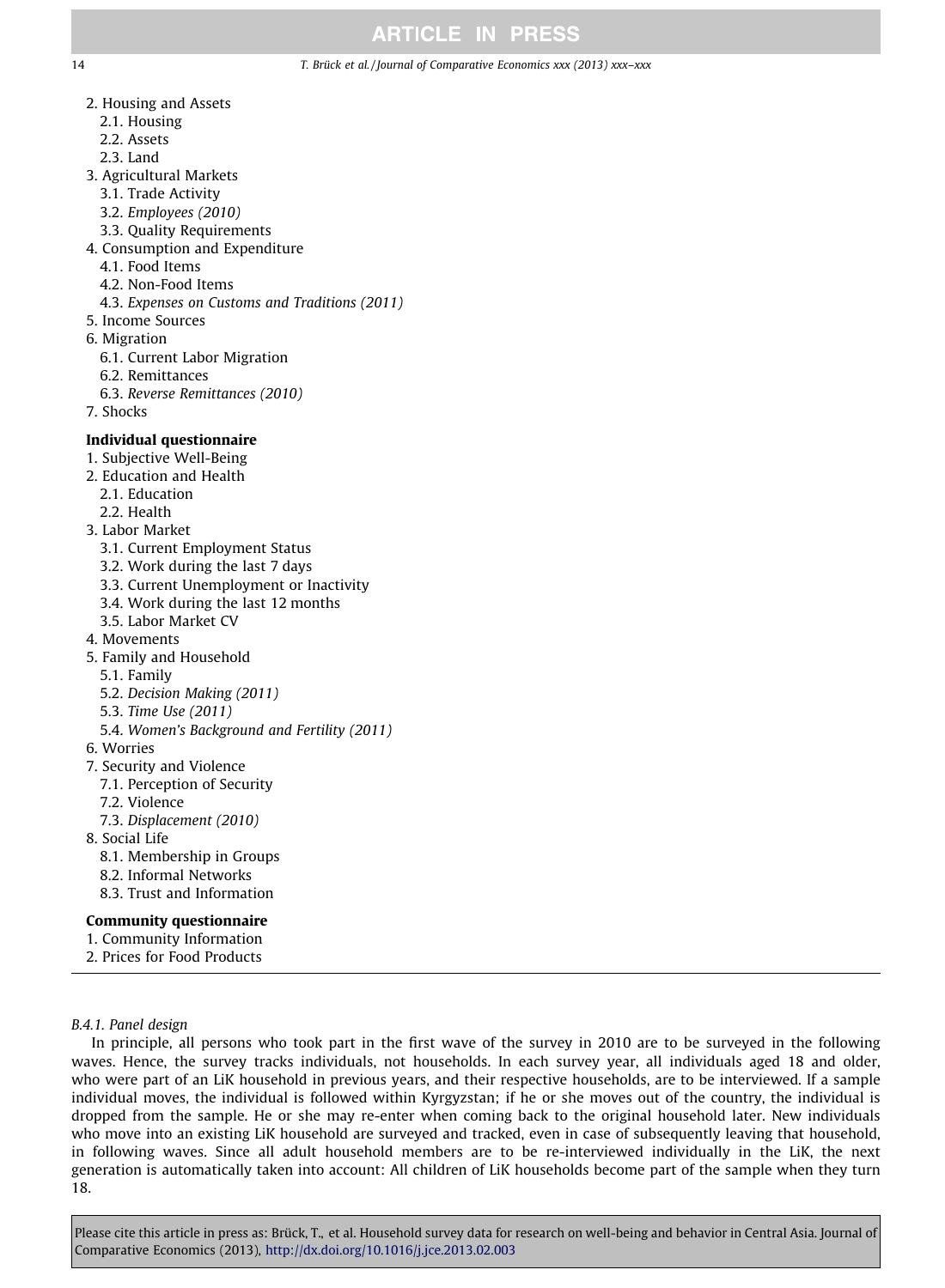2. Housing and Assets
   2.1. Housing
   2.2. Assets
   2.3. Land
3. Agricultural Markets
   3.1. Trade Activity
   3.2. *Employees (2010)*
   3.3. Quality Requirements
4. Consumption and Expenditure
   4.1. Food Items
   4.2. Non-Food Items
   4.3. *Expenses on Customs and Traditions (2011)*
5. Income Sources
6. Migration
   6.1. Current Labor Migration
   6.2. Remittances
   6.3. *Reverse Remittances (2010)*
7. Shocks

**Individual questionnaire**

1. Subjective Well-Being
2. Education and Health
   2.1. Education
   2.2. Health
3. Labor Market
   3.1. Current Employment Status
   3.2. Work during the last 7 days
   3.3. Current Unemployment or Inactivity
   3.4. Work during the last 12 months
   3.5. Labor Market CV
4. Movements
5. Family and Household
   5.1. Family
   5.2. *Decision Making (2011)*
   5.3. *Time Use (2011)*
   5.4. *Women's Background and Fertility (2011)*
6. Worries
7. Security and Violence
   7.1. Perception of Security
   7.2. Violence
   7.3. *Displacement (2010)*
8. Social Life
   8.1. Membership in Groups
   8.2. Informal Networks
   8.3. Trust and Information

**Community questionnaire**

1. Community Information
2. Prices for Food Products

*B.4.1. Panel design*

In principle, all persons who took part in the first wave of the survey in 2010 are to be surveyed in the following waves. Hence, the survey tracks individuals, not households. In each survey year, all individuals aged 18 and older, who were part of an LiK household in previous years, and their respective households, are to be interviewed. If a sample individual moves, the individual is followed within Kyrgyzstan; if he or she moves out of the country, the individual is dropped from the sample. He or she may re-enter when coming back to the original household later. New individuals who move into an existing LiK household are surveyed and tracked, even in case of subsequently leaving that household, in following waves. Since all adult household members are to be re-interviewed individually in the LiK, the next generation is automatically taken into account: All children of LiK households become part of the sample when they turn 18.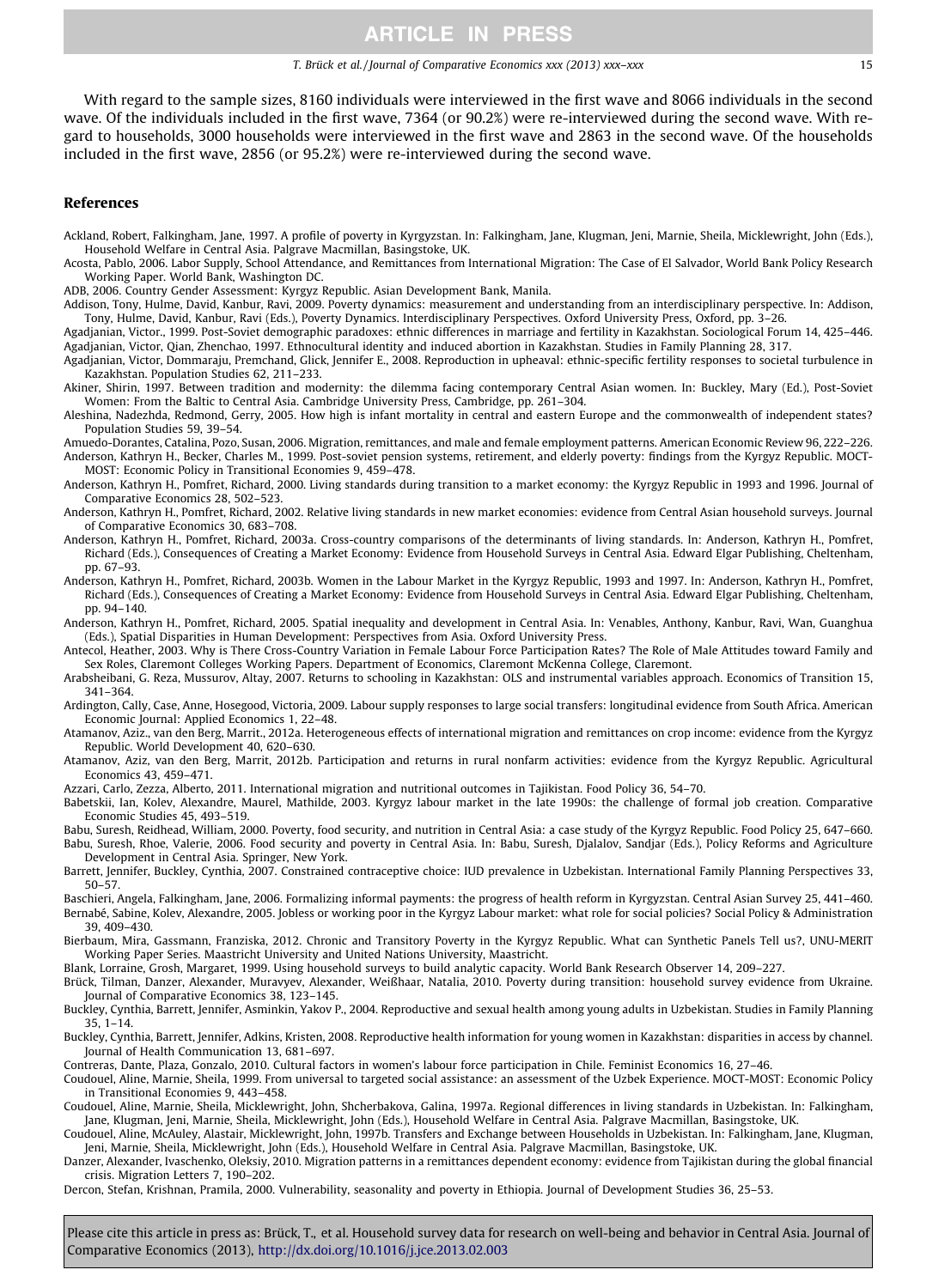With regard to the sample sizes, 8160 individuals were interviewed in the first wave and 8066 individuals in the second wave. Of the individuals included in the first wave, 7364 (or 90.2%) were re-interviewed during the second wave. With regard to households, 3000 households were interviewed in the first wave and 2863 in the second wave. Of the households included in the first wave, 2856 (or 95.2%) were re-interviewed during the second wave.

## References

Ackland, Robert, Falkingham, Jane, 1997. A profile of poverty in Kyrgyzstan. In: Falkingham, Jane, Klugman, Jeni, Marnie, Sheila, Micklewright, John (Eds.), Household Welfare in Central Asia. Palgrave Macmillan, Basingstoke, UK.

Acosta, Pablo, 2006. Labor Supply, School Attendance, and Remittances from International Migration: The Case of El Salvador, World Bank Policy Research Working Paper. World Bank, Washington DC.

ADB, 2006. Country Gender Assessment: Kyrgyz Republic. Asian Development Bank, Manila.

Addison, Tony, Hulme, David, Kanbur, Ravi, 2009. Poverty dynamics: measurement and understanding from an interdisciplinary perspective. In: Addison, Tony, Hulme, David, Kanbur, Ravi (Eds.), Poverty Dynamics. Interdisciplinary Perspectives. Oxford University Press, Oxford, pp. 3–26.

Agadjanian, Victor., 1999. Post-Soviet demographic paradoxes: ethnic differences in marriage and fertility in Kazakhstan. Sociological Forum 14, 425–446.

Agadjanian, Victor, Qian, Zhenchao, 1997. Ethnocultural identity and induced abortion in Kazakhstan. Studies in Family Planning 28, 317.

Agadjanian, Victor, Dommaraju, Premchand, Glick, Jennifer E., 2008. Reproduction in upheaval: ethnic-specific fertility responses to societal turbulence in Kazakhstan. Population Studies 62, 211–233.

Akiner, Shirin, 1997. Between tradition and modernity: the dilemma facing contemporary Central Asian women. In: Buckley, Mary (Ed.), Post-Soviet Women: From the Baltic to Central Asia. Cambridge University Press, Cambridge, pp. 261–304.

Aleshina, Nadezhda, Redmond, Gerry, 2005. How high is infant mortality in central and eastern Europe and the commonwealth of independent states? Population Studies 59, 39–54.

Amuedo-Dorantes, Catalina, Pozo, Susan, 2006. Migration, remittances, and male and female employment patterns. American Economic Review 96, 222–226.

Anderson, Kathryn H., Becker, Charles M., 1999. Post-soviet pension systems, retirement, and elderly poverty: findings from the Kyrgyz Republic. MOCT-MOST: Economic Policy in Transitional Economies 9, 459–478.

Anderson, Kathryn H., Pomfret, Richard, 2000. Living standards during transition to a market economy: the Kyrgyz Republic in 1993 and 1996. Journal of Comparative Economics 28, 502–523.

Anderson, Kathryn H., Pomfret, Richard, 2002. Relative living standards in new market economies: evidence from Central Asian household surveys. Journal of Comparative Economics 30, 683–708.

Anderson, Kathryn H., Pomfret, Richard, 2003a. Cross-country comparisons of the determinants of living standards. In: Anderson, Kathryn H., Pomfret, Richard (Eds.), Consequences of Creating a Market Economy: Evidence from Household Surveys in Central Asia. Edward Elgar Publishing, Cheltenham, pp. 67–93.

Anderson, Kathryn H., Pomfret, Richard, 2003b. Women in the Labour Market in the Kyrgyz Republic, 1993 and 1997. In: Anderson, Kathryn H., Pomfret, Richard (Eds.), Consequences of Creating a Market Economy: Evidence from Household Surveys in Central Asia. Edward Elgar Publishing, Cheltenham, pp. 94–140.

Anderson, Kathryn H., Pomfret, Richard, 2005. Spatial inequality and development in Central Asia. In: Venables, Anthony, Kanbur, Ravi, Wan, Guanghua (Eds.), Spatial Disparities in Human Development: Perspectives from Asia. Oxford University Press.

Antecol, Heather, 2003. Why is There Cross-Country Variation in Female Labour Force Participation Rates? The Role of Male Attitudes toward Family and Sex Roles, Claremont Colleges Working Papers. Department of Economics, Claremont McKenna College, Claremont.

Arabsheibani, G. Reza, Mussurov, Altay, 2007. Returns to schooling in Kazakhstan: OLS and instrumental variables approach. Economics of Transition 15, 341–364.

Ardington, Cally, Case, Anne, Hosegood, Victoria, 2009. Labour supply responses to large social transfers: longitudinal evidence from South Africa. American Economic Journal: Applied Economics 1, 22–48.

Atamanov, Aziz., van den Berg, Marrit., 2012a. Heterogeneous effects of international migration and remittances on crop income: evidence from the Kyrgyz Republic. World Development 40, 620–630.

Atamanov, Aziz, van den Berg, Marrit, 2012b. Participation and returns in rural nonfarm activities: evidence from the Kyrgyz Republic. Agricultural Economics 43, 459–471.

Azzari, Carlo, Zezza, Alberto, 2011. International migration and nutritional outcomes in Tajikistan. Food Policy 36, 54–70.

Babetskii, Ian, Kolev, Alexandre, Maurel, Mathilde, 2003. Kyrgyz labour market in the late 1990s: the challenge of formal job creation. Comparative Economic Studies 45, 493–519.

Babu, Suresh, Reidhead, William, 2000. Poverty, food security, and nutrition in Central Asia: a case study of the Kyrgyz Republic. Food Policy 25, 647–660.

Babu, Suresh, Rhoe, Valerie, 2006. Food security and poverty in Central Asia. In: Babu, Suresh, Djalalov, Sandjar (Eds.), Policy Reforms and Agriculture Development in Central Asia. Springer, New York.

Barrett, Jennifer, Buckley, Cynthia, 2007. Constrained contraceptive choice: IUD prevalence in Uzbekistan. International Family Planning Perspectives 33, 50–57.

Baschieri, Angela, Falkingham, Jane, 2006. Formalizing informal payments: the progress of health reform in Kyrgyzstan. Central Asian Survey 25, 441–460.

Bernabé, Sabine, Kolev, Alexandre, 2005. Jobless or working poor in the Kyrgyz Labour market: what role for social policies? Social Policy & Administration 39, 409–430.

Bierbaum, Mira, Gassmann, Franziska, 2012. Chronic and Transitory Poverty in the Kyrgyz Republic. What can Synthetic Panels Tell us?, UNU-MERIT Working Paper Series. Maastricht University and United Nations University, Maastricht.

Blank, Lorraine, Grosh, Margaret, 1999. Using household surveys to build analytic capacity. World Bank Research Observer 14, 209–227.

Brück, Tilman, Danzer, Alexander, Muravyev, Alexander, Weißhaar, Natalia, 2010. Poverty during transition: household survey evidence from Ukraine. Journal of Comparative Economics 38, 123–145.

Buckley, Cynthia, Barrett, Jennifer, Asminkin, Yakov P., 2004. Reproductive and sexual health among young adults in Uzbekistan. Studies in Family Planning 35, 1–14.

Buckley, Cynthia, Barrett, Jennifer, Adkins, Kristen, 2008. Reproductive health information for young women in Kazakhstan: disparities in access by channel. Journal of Health Communication 13, 681–697.

Contreras, Dante, Plaza, Gonzalo, 2010. Cultural factors in women's labour force participation in Chile. Feminist Economics 16, 27–46.

Coudouel, Aline, Marnie, Sheila, 1999. From universal to targeted social assistance: an assessment of the Uzbek Experience. MOCT-MOST: Economic Policy in Transitional Economies 9, 443–458.

Coudouel, Aline, Marnie, Sheila, Micklewright, John, Shcherbakova, Galina, 1997a. Regional differences in living standards in Uzbekistan. In: Falkingham, Jane, Klugman, Jeni, Marnie, Sheila, Micklewright, John (Eds.), Household Welfare in Central Asia. Palgrave Macmillan, Basingstoke, UK.

Coudouel, Aline, McAuley, Alastair, Micklewright, John, 1997b. Transfers and Exchange between Households in Uzbekistan. In: Falkingham, Jane, Klugman, Jeni, Marnie, Sheila, Micklewright, John (Eds.), Household Welfare in Central Asia. Palgrave Macmillan, Basingstoke, UK.

Danzer, Alexander, Ivaschenko, Oleksiy, 2010. Migration patterns in a remittances dependent economy: evidence from Tajikistan during the global financial crisis. Migration Letters 7, 190–202.

Dercon, Stefan, Krishnan, Pramila, 2000. Vulnerability, seasonality and poverty in Ethiopia. Journal of Development Studies 36, 25–53.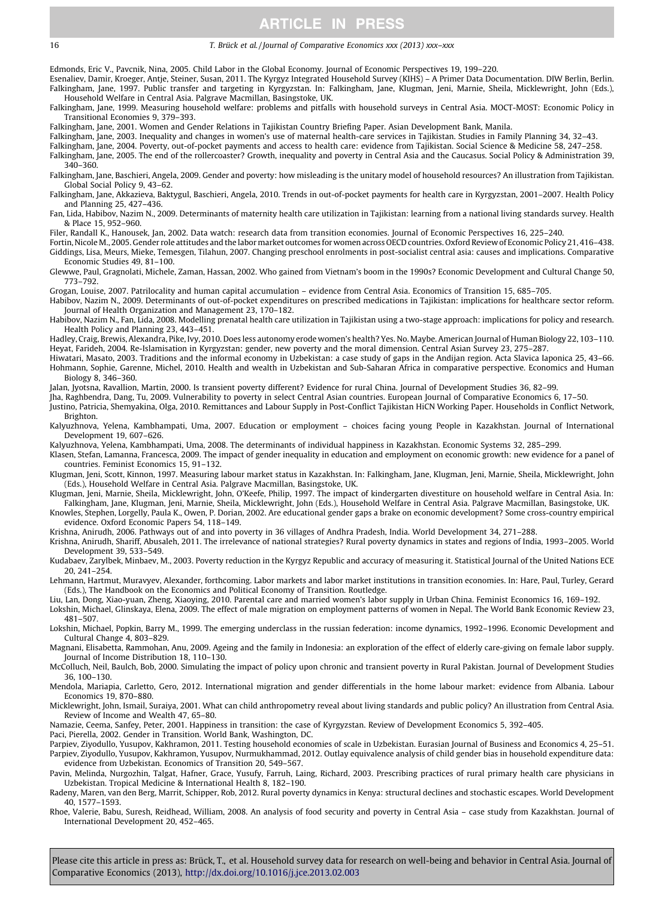Edmonds, Eric V., Pavcnik, Nina, 2005. Child Labor in the Global Economy. Journal of Economic Perspectives 19, 199–220.

Esenaliev, Damir, Kroeger, Antje, Steiner, Susan, 2011. The Kyrgyz Integrated Household Survey (KIHS) – A Primer Data Documentation. DIW Berlin, Berlin.

Falkingham, Jane, 1997. Public transfer and targeting in Kyrgyzstan. In: Falkingham, Jane, Klugman, Jeni, Marnie, Sheila, Micklewright, John (Eds.), Household Welfare in Central Asia. Palgrave Macmillan, Basingstoke, UK.

Falkingham, Jane, 1999. Measuring household welfare: problems and pitfalls with household surveys in Central Asia. MOCT-MOST: Economic Policy in Transitional Economies 9, 379–393.

Falkingham, Jane, 2001. Women and Gender Relations in Tajikistan Country Briefing Paper. Asian Development Bank, Manila.

Falkingham, Jane, 2003. Inequality and changes in women's use of maternal health-care services in Tajikistan. Studies in Family Planning 34, 32–43.

Falkingham, Jane, 2004. Poverty, out-of-pocket payments and access to health care: evidence from Tajikistan. Social Science & Medicine 58, 247–258.

Falkingham, Jane, 2005. The end of the rollercoaster? Growth, inequality and poverty in Central Asia and the Caucasus. Social Policy & Administration 39, 340–360.

Falkingham, Jane, Baschieri, Angela, 2009. Gender and poverty: how misleading is the unitary model of household resources? An illustration from Tajikistan. Global Social Policy 9, 43–62.

Falkingham, Jane, Akkazieva, Baktygul, Baschieri, Angela, 2010. Trends in out-of-pocket payments for health care in Kyrgyzstan, 2001–2007. Health Policy and Planning 25, 427–436.

Fan, Lida, Habibov, Nazim N., 2009. Determinants of maternity health care utilization in Tajikistan: learning from a national living standards survey. Health & Place 15, 952–960.

Filer, Randall K., Hanousek, Jan, 2002. Data watch: research data from transition economies. Journal of Economic Perspectives 16, 225–240.

Fortin, Nicole M., 2005. Gender role attitudes and the labor market outcomes for women across OECD countries. Oxford Review of Economic Policy 21, 416–438.

Giddings, Lisa, Meurs, Mieke, Temesgen, Tilahun, 2007. Changing preschool enrolments in post-socialist central asia: causes and implications. Comparative Economic Studies 49, 81–100.

Glewwe, Paul, Gragnolati, Michele, Zaman, Hassan, 2002. Who gained from Vietnam's boom in the 1990s? Economic Development and Cultural Change 50, 773–792.

Grogan, Louise, 2007. Patrilocality and human capital accumulation – evidence from Central Asia. Economics of Transition 15, 685–705.

Habibov, Nazim N., 2009. Determinants of out-of-pocket expenditures on prescribed medications in Tajikistan: implications for healthcare sector reform. Journal of Health Organization and Management 23, 170–182.

Habibov, Nazim N., Fan, Lida, 2008. Modelling prenatal health care utilization in Tajikistan using a two-stage approach: implications for policy and research. Health Policy and Planning 23, 443–451.

Hadley, Craig, Brewis, Alexandra, Pike, Ivy, 2010. Does less autonomy erode women's health? Yes. No. Maybe. American Journal of Human Biology 22, 103–110.

Heyat, Farideh, 2004. Re-Islamisation in Kyrgyzstan: gender, new poverty and the moral dimension. Central Asian Survey 23, 275–287.

Hiwatari, Masato, 2003. Traditions and the informal economy in Uzbekistan: a case study of gaps in the Andijan region. Acta Slavica Iaponica 25, 43–66.

Hohmann, Sophie, Garenne, Michel, 2010. Health and wealth in Uzbekistan and Sub-Saharan Africa in comparative perspective. Economics and Human Biology 8, 346–360.

Jalan, Jyotsna, Ravallion, Martin, 2000. Is transient poverty different? Evidence for rural China. Journal of Development Studies 36, 82–99.

Jha, Raghbendra, Dang, Tu, 2009. Vulnerability to poverty in select Central Asian countries. European Journal of Comparative Economics 6, 17–50.

Justino, Patricia, Shemyakina, Olga, 2010. Remittances and Labour Supply in Post-Conflict Tajikistan HiCN Working Paper. Households in Conflict Network, Brighton.

Kalyuzhnova, Yelena, Kambhampati, Uma, 2007. Education or employment – choices facing young People in Kazakhstan. Journal of International Development 19, 607–626.

Kalyuzhnova, Yelena, Kambhampati, Uma, 2008. The determinants of individual happiness in Kazakhstan. Economic Systems 32, 285–299.

Klasen, Stefan, Lamanna, Francesca, 2009. The impact of gender inequality in education and employment on economic growth: new evidence for a panel of countries. Feminist Economics 15, 91–132.

Klugman, Jeni, Scott, Kinnon, 1997. Measuring labour market status in Kazakhstan. In: Falkingham, Jane, Klugman, Jeni, Marnie, Sheila, Micklewright, John (Eds.), Household Welfare in Central Asia. Palgrave Macmillan, Basingstoke, UK.

Klugman, Jeni, Marnie, Sheila, Micklewright, John, O'Keefe, Philip, 1997. The impact of kindergarten divestiture on household welfare in Central Asia. In: Falkingham, Jane, Klugman, Jeni, Marnie, Sheila, Micklewright, John (Eds.), Household Welfare in Central Asia. Palgrave Macmillan, Basingstoke, UK.

Knowles, Stephen, Lorgelly, Paula K., Owen, P. Dorian, 2002. Are educational gender gaps a brake on economic development? Some cross-country empirical evidence. Oxford Economic Papers 54, 118–149.

Krishna, Anirudh, 2006. Pathways out of and into poverty in 36 villages of Andhra Pradesh, India. World Development 34, 271–288.

Krishna, Anirudh, Shariff, Abusaleh, 2011. The irrelevance of national strategies? Rural poverty dynamics in states and regions of India, 1993–2005. World Development 39, 533–549.

Kudabaev, Zarylbek, Minbaev, M., 2003. Poverty reduction in the Kyrgyz Republic and accuracy of measuring it. Statistical Journal of the United Nations ECE 20, 241–254.

Lehmann, Hartmut, Muravyev, Alexander, forthcoming. Labor markets and labor market institutions in transition economies. In: Hare, Paul, Turley, Gerard (Eds.), The Handbook on the Economics and Political Economy of Transition. Routledge.

Liu, Lan, Dong, Xiao-yuan, Zheng, Xiaoying, 2010. Parental care and married women's labor supply in Urban China. Feminist Economics 16, 169–192.

Lokshin, Michael, Glinskaya, Elena, 2009. The effect of male migration on employment patterns of women in Nepal. The World Bank Economic Review 23, 481–507.

Lokshin, Michael, Popkin, Barry M., 1999. The emerging underclass in the russian federation: income dynamics, 1992–1996. Economic Development and Cultural Change 4, 803–829.

Magnani, Elisabetta, Rammohan, Anu, 2009. Ageing and the family in Indonesia: an exploration of the effect of elderly care-giving on female labor supply. Journal of Income Distribution 18, 110–130.

McColluch, Neil, Baulch, Bob, 2000. Simulating the impact of policy upon chronic and transient poverty in Rural Pakistan. Journal of Development Studies 36, 100–130.

Mendola, Mariapia, Carletto, Gero, 2012. International migration and gender differentials in the home labour market: evidence from Albania. Labour Economics 19, 870–880.

Micklewright, John, Ismail, Suraiya, 2001. What can child anthropometry reveal about living standards and public policy? An illustration from Central Asia. Review of Income and Wealth 47, 65–80.

Namazie, Ceema, Sanfey, Peter, 2001. Happiness in transition: the case of Kyrgyzstan. Review of Development Economics 5, 392–405.

Paci, Pierella, 2002. Gender in Transition. World Bank, Washington, DC.

Parpiev, Ziyodullo, Yusupov, Kakhramon, 2011. Testing household economies of scale in Uzbekistan. Eurasian Journal of Business and Economics 4, 25–51.

Parpiev, Ziyodullo, Yusupov, Kakhramon, Yusupov, Nurmukhammad, 2012. Outlay equivalence analysis of child gender bias in household expenditure data: evidence from Uzbekistan. Economics of Transition 20, 549–567.

Pavin, Melinda, Nurgozhin, Talgat, Hafner, Grace, Yusufy, Farruh, Laing, Richard, 2003. Prescribing practices of rural primary health care physicians in Uzbekistan. Tropical Medicine & International Health 8, 182–190.

Radeny, Maren, van den Berg, Marrit, Schipper, Rob, 2012. Rural poverty dynamics in Kenya: structural declines and stochastic escapes. World Development 40, 1577–1593.

Rhoe, Valerie, Babu, Suresh, Reidhead, William, 2008. An analysis of food security and poverty in Central Asia – case study from Kazakhstan. Journal of International Development 20, 452–465.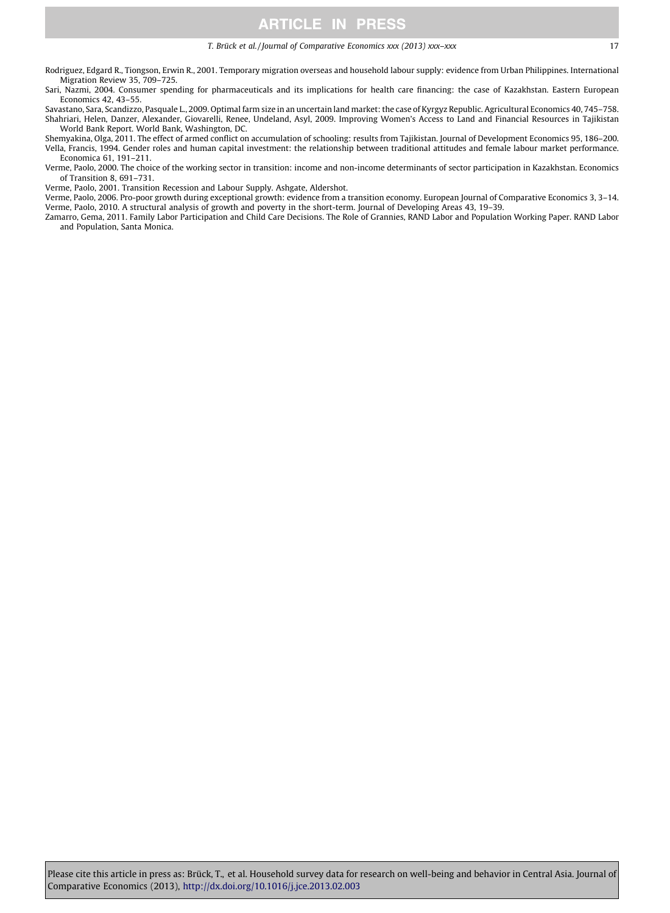Rodriguez, Edgard R., Tiongson, Erwin R., 2001. Temporary migration overseas and household labour supply: evidence from Urban Philippines. International Migration Review 35, 709–725.

Sari, Nazmi, 2004. Consumer spending for pharmaceuticals and its implications for health care financing: the case of Kazakhstan. Eastern European Economics 42, 43–55.

Savastano, Sara, Scandizzo, Pasquale L., 2009. Optimal farm size in an uncertain land market: the case of Kyrgyz Republic. Agricultural Economics 40, 745–758.

Shahriari, Helen, Danzer, Alexander, Giovarelli, Renee, Undeland, Asyl, 2009. Improving Women's Access to Land and Financial Resources in Tajikistan World Bank Report. World Bank, Washington, DC.

Shemyakina, Olga, 2011. The effect of armed conflict on accumulation of schooling: results from Tajikistan. Journal of Development Economics 95, 186–200.

Vella, Francis, 1994. Gender roles and human capital investment: the relationship between traditional attitudes and female labour market performance. Economica 61, 191–211.

Verme, Paolo, 2000. The choice of the working sector in transition: income and non-income determinants of sector participation in Kazakhstan. Economics of Transition 8, 691–731.

Verme, Paolo, 2001. Transition Recession and Labour Supply. Ashgate, Aldershot.

Verme, Paolo, 2006. Pro-poor growth during exceptional growth: evidence from a transition economy. European Journal of Comparative Economics 3, 3–14.

Verme, Paolo, 2010. A structural analysis of growth and poverty in the short-term. Journal of Developing Areas 43, 19–39.

Zamarro, Gema, 2011. Family Labor Participation and Child Care Decisions. The Role of Grannies, RAND Labor and Population Working Paper. RAND Labor and Population, Santa Monica.